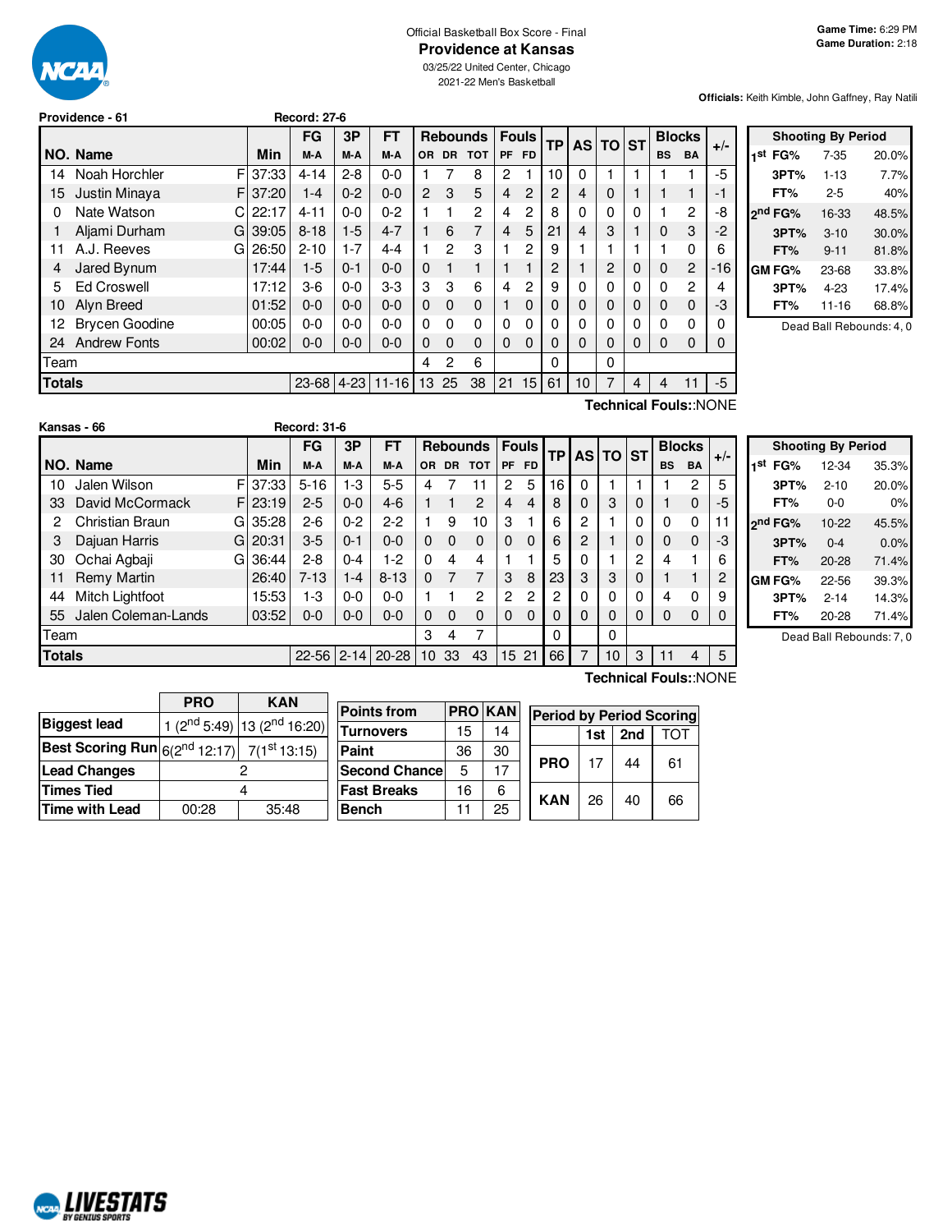Official Basketball Box Score - Final

# Providence at Kansas

03/25/22 United Center, Chicago

2021-22 Men's Basketball

**Game Time:** 6:29 PM
**Game Duration:** 2:18

**Officials:** Keith Kimble, John Gaffney, Ray Natili

**Providence - 61** Record: 27-6

| NO. | Name | | Min | FG M-A | 3P M-A | FT M-A | OR | DR | TOT | PF | FD | TP | AS | TO | ST | BS | BA | +/- |
|---|---|---|---|---|---|---|---|---|---|---|---|---|---|---|---|---|---|---|
| 14 | Noah Horchler | F | 37:33 | 4-14 | 2-8 | 0-0 | 1 | 7 | 8 | 2 | 1 | 10 | 0 | 1 | 1 | 1 | 1 | -5 |
| 15 | Justin Minaya | F | 37:20 | 1-4 | 0-2 | 0-0 | 2 | 3 | 5 | 4 | 2 | 2 | 4 | 0 | 1 | 1 | 1 | -1 |
| 0 | Nate Watson | C | 22:17 | 4-11 | 0-0 | 0-2 | 1 | 1 | 2 | 4 | 2 | 8 | 0 | 0 | 0 | 1 | 2 | -8 |
| 1 | Aljami Durham | G | 39:05 | 8-18 | 1-5 | 4-7 | 1 | 6 | 7 | 4 | 5 | 21 | 4 | 3 | 1 | 0 | 3 | -2 |
| 11 | A.J. Reeves | G | 26:50 | 2-10 | 1-7 | 4-4 | 1 | 2 | 3 | 1 | 2 | 9 | 1 | 1 | 1 | 1 | 0 | 6 |
| 4 | Jared Bynum | | 17:44 | 1-5 | 0-1 | 0-0 | 0 | 1 | 1 | 1 | 1 | 2 | 1 | 2 | 0 | 0 | 2 | -16 |
| 5 | Ed Croswell | | 17:12 | 3-6 | 0-0 | 3-3 | 3 | 3 | 6 | 4 | 2 | 9 | 0 | 0 | 0 | 0 | 2 | 4 |
| 10 | Alyn Breed | | 01:52 | 0-0 | 0-0 | 0-0 | 0 | 0 | 0 | 1 | 0 | 0 | 0 | 0 | 0 | 0 | 0 | -3 |
| 12 | Brycen Goodine | | 00:05 | 0-0 | 0-0 | 0-0 | 0 | 0 | 0 | 0 | 0 | 0 | 0 | 0 | 0 | 0 | 0 | 0 |
| 24 | Andrew Fonts | | 00:02 | 0-0 | 0-0 | 0-0 | 0 | 0 | 0 | 0 | 0 | 0 | 0 | 0 | 0 | 0 | 0 | 0 |
| Team | | | | | | | 4 | 2 | 6 | | | 0 | | 0 | | | | |
| **Totals** | | | | 23-68 | 4-23 | 11-16 | 13 | 25 | 38 | 21 | 15 | 61 | 10 | 7 | 4 | 4 | 11 | -5 |

Technical Fouls::NONE

| Shooting By Period | | |
|---|---|---|
| 1st FG% | 7-35 | 20.0% |
| 3PT% | 1-13 | 7.7% |
| FT% | 2-5 | 40% |
| 2nd FG% | 16-33 | 48.5% |
| 3PT% | 3-10 | 30.0% |
| FT% | 9-11 | 81.8% |
| GM FG% | 23-68 | 33.8% |
| 3PT% | 4-23 | 17.4% |
| FT% | 11-16 | 68.8% |

Dead Ball Rebounds: 4, 0

**Kansas - 66** Record: 31-6

| NO. | Name | | Min | FG M-A | 3P M-A | FT M-A | OR | DR | TOT | PF | FD | TP | AS | TO | ST | BS | BA | +/- |
|---|---|---|---|---|---|---|---|---|---|---|---|---|---|---|---|---|---|---|
| 10 | Jalen Wilson | F | 37:33 | 5-16 | 1-3 | 5-5 | 4 | 7 | 11 | 2 | 5 | 16 | 0 | 1 | 1 | 1 | 2 | 5 |
| 33 | David McCormack | F | 23:19 | 2-5 | 0-0 | 4-6 | 1 | 1 | 2 | 4 | 4 | 8 | 0 | 3 | 0 | 1 | 0 | -5 |
| 2 | Christian Braun | G | 35:28 | 2-6 | 0-2 | 2-2 | 1 | 9 | 10 | 3 | 1 | 6 | 2 | 1 | 0 | 0 | 0 | 11 |
| 3 | Dajuan Harris | G | 20:31 | 3-5 | 0-1 | 0-0 | 0 | 0 | 0 | 0 | 0 | 6 | 2 | 1 | 0 | 0 | 0 | -3 |
| 30 | Ochai Agbaji | G | 36:44 | 2-8 | 0-4 | 1-2 | 0 | 4 | 4 | 1 | 1 | 5 | 0 | 1 | 2 | 4 | 1 | 6 |
| 11 | Remy Martin | | 26:40 | 7-13 | 1-4 | 8-13 | 0 | 7 | 7 | 3 | 8 | 23 | 3 | 3 | 0 | 1 | 1 | 2 |
| 44 | Mitch Lightfoot | | 15:53 | 1-3 | 0-0 | 0-0 | 1 | 1 | 2 | 2 | 2 | 2 | 0 | 0 | 0 | 4 | 0 | 9 |
| 55 | Jalen Coleman-Lands | | 03:52 | 0-0 | 0-0 | 0-0 | 0 | 0 | 0 | 0 | 0 | 0 | 0 | 0 | 0 | 0 | 0 | 0 |
| Team | | | | | | | 3 | 4 | 7 | | | 0 | | 0 | | | | |
| **Totals** | | | | 22-56 | 2-14 | 20-28 | 10 | 33 | 43 | 15 | 21 | 66 | 7 | 10 | 3 | 11 | 4 | 5 |

Technical Fouls::NONE

| Shooting By Period | | |
|---|---|---|
| 1st FG% | 12-34 | 35.3% |
| 3PT% | 2-10 | 20.0% |
| FT% | 0-0 | 0% |
| 2nd FG% | 10-22 | 45.5% |
| 3PT% | 0-4 | 0.0% |
| FT% | 20-28 | 71.4% |
| GM FG% | 22-56 | 39.3% |
| 3PT% | 2-14 | 14.3% |
| FT% | 20-28 | 71.4% |

Dead Ball Rebounds: 7, 0

| | PRO | KAN |
|---|---|---|
| **Biggest lead** | 1 (2nd 5:49) | 13 (2nd 16:20) |
| **Best Scoring Run** | 6(2nd 12:17) | 7(1st 13:15) |
| **Lead Changes** | 2 | |
| **Times Tied** | 4 | |
| **Time with Lead** | 00:28 | 35:48 |

| Points from | PRO | KAN |
|---|---|---|
| Turnovers | 15 | 14 |
| Paint | 36 | 30 |
| Second Chance | 5 | 17 |
| Fast Breaks | 16 | 6 |
| Bench | 11 | 25 |

| Period by Period Scoring | 1st | 2nd | TOT |
|---|---|---|---|
| PRO | 17 | 44 | 61 |
| KAN | 26 | 40 | 66 |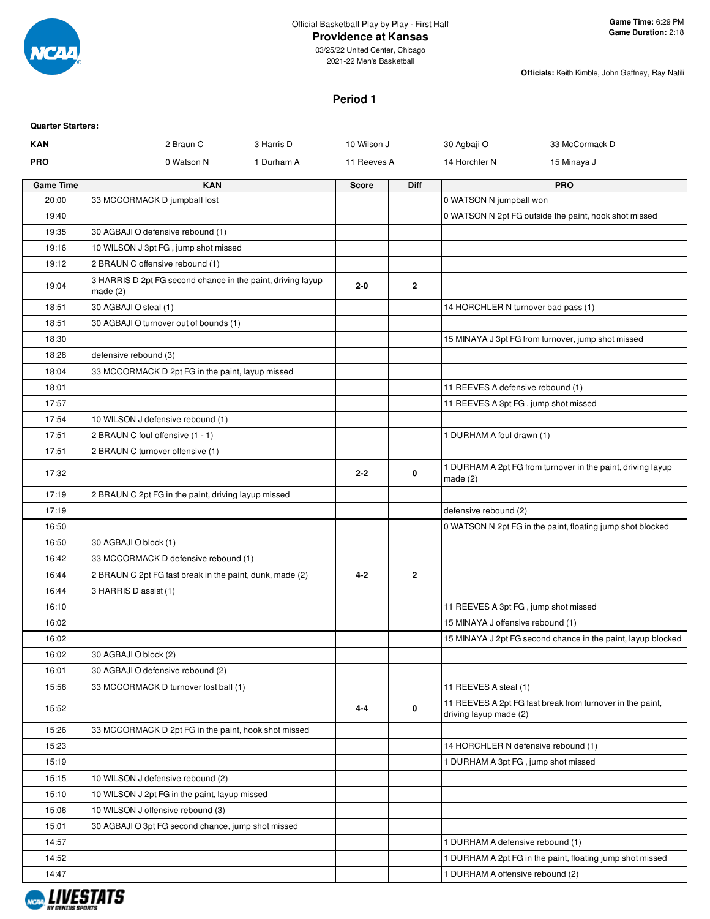Official Basketball Play by Play - First Half

## Providence at Kansas

03/25/22 United Center, Chicago
2021-22 Men's Basketball

**Game Time:** 6:29 PM
**Game Duration:** 2:18

**Officials:** Keith Kimble, John Gaffney, Ray Natili

### Period 1

**Quarter Starters:**

| | | | | | |
|---|---|---|---|---|---|
| **KAN** | 2 Braun C | 3 Harris D | 10 Wilson J | 30 Agbaji O | 33 McCormack D |
| **PRO** | 0 Watson N | 1 Durham A | 11 Reeves A | 14 Horchler N | 15 Minaya J |

| Game Time | KAN | Score | Diff | PRO |
|---|---|---|---|---|
| 20:00 | 33 MCCORMACK D jumpball lost | | | 0 WATSON N jumpball won |
| 19:40 | | | | 0 WATSON N 2pt FG outside the paint, hook shot missed |
| 19:35 | 30 AGBAJI O defensive rebound (1) | | | |
| 19:16 | 10 WILSON J 3pt FG , jump shot missed | | | |
| 19:12 | 2 BRAUN C offensive rebound (1) | | | |
| 19:04 | 3 HARRIS D 2pt FG second chance in the paint, driving layup made (2) | 2-0 | 2 | |
| 18:51 | 30 AGBAJI O steal (1) | | | 14 HORCHLER N turnover bad pass (1) |
| 18:51 | 30 AGBAJI O turnover out of bounds (1) | | | |
| 18:30 | | | | 15 MINAYA J 3pt FG from turnover, jump shot missed |
| 18:28 | defensive rebound (3) | | | |
| 18:04 | 33 MCCORMACK D 2pt FG in the paint, layup missed | | | |
| 18:01 | | | | 11 REEVES A defensive rebound (1) |
| 17:57 | | | | 11 REEVES A 3pt FG , jump shot missed |
| 17:54 | 10 WILSON J defensive rebound (1) | | | |
| 17:51 | 2 BRAUN C foul offensive (1 - 1) | | | 1 DURHAM A foul drawn (1) |
| 17:51 | 2 BRAUN C turnover offensive (1) | | | |
| 17:32 | | 2-2 | 0 | 1 DURHAM A 2pt FG from turnover in the paint, driving layup made (2) |
| 17:19 | 2 BRAUN C 2pt FG in the paint, driving layup missed | | | |
| 17:19 | | | | defensive rebound (2) |
| 16:50 | | | | 0 WATSON N 2pt FG in the paint, floating jump shot blocked |
| 16:50 | 30 AGBAJI O block (1) | | | |
| 16:42 | 33 MCCORMACK D defensive rebound (1) | | | |
| 16:44 | 2 BRAUN C 2pt FG fast break in the paint, dunk, made (2) | 4-2 | 2 | |
| 16:44 | 3 HARRIS D assist (1) | | | |
| 16:10 | | | | 11 REEVES A 3pt FG , jump shot missed |
| 16:02 | | | | 15 MINAYA J offensive rebound (1) |
| 16:02 | | | | 15 MINAYA J 2pt FG second chance in the paint, layup blocked |
| 16:02 | 30 AGBAJI O block (2) | | | |
| 16:01 | 30 AGBAJI O defensive rebound (2) | | | |
| 15:56 | 33 MCCORMACK D turnover lost ball (1) | | | 11 REEVES A steal (1) |
| 15:52 | | 4-4 | 0 | 11 REEVES A 2pt FG fast break from turnover in the paint, driving layup made (2) |
| 15:26 | 33 MCCORMACK D 2pt FG in the paint, hook shot missed | | | |
| 15:23 | | | | 14 HORCHLER N defensive rebound (1) |
| 15:19 | | | | 1 DURHAM A 3pt FG , jump shot missed |
| 15:15 | 10 WILSON J defensive rebound (2) | | | |
| 15:10 | 10 WILSON J 2pt FG in the paint, layup missed | | | |
| 15:06 | 10 WILSON J offensive rebound (3) | | | |
| 15:01 | 30 AGBAJI O 3pt FG second chance, jump shot missed | | | |
| 14:57 | | | | 1 DURHAM A defensive rebound (1) |
| 14:52 | | | | 1 DURHAM A 2pt FG in the paint, floating jump shot missed |
| 14:47 | | | | 1 DURHAM A offensive rebound (2) |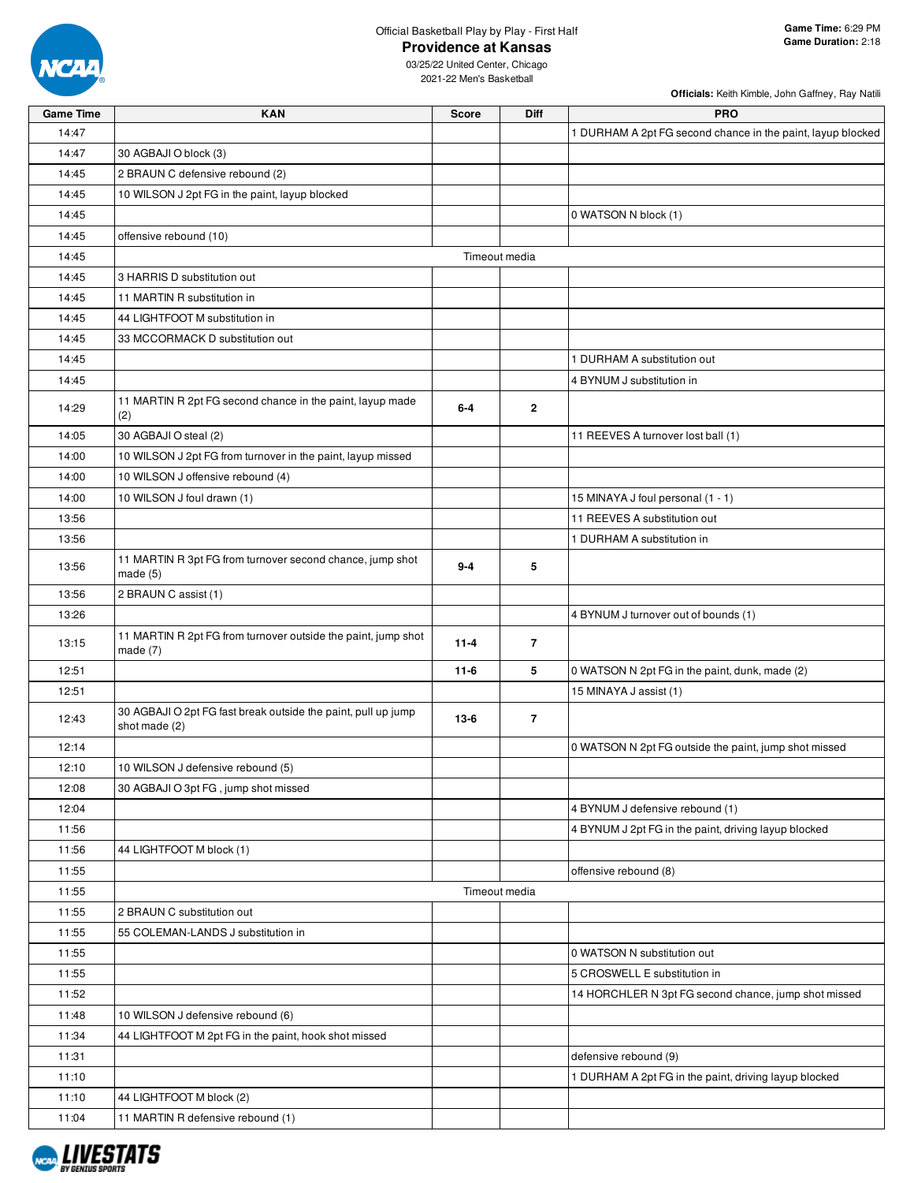Official Basketball Play by Play - First Half

## Providence at Kansas

03/25/22 United Center, Chicago

2021-22 Men's Basketball

**Game Time:** 6:29 PM
**Game Duration:** 2:18

**Officials:** Keith Kimble, John Gaffney, Ray Natili

| Game Time | KAN | Score | Diff | PRO |
|---|---|---|---|---|
| 14:47 | | | | 1 DURHAM A 2pt FG second chance in the paint, layup blocked |
| 14:47 | 30 AGBAJI O block (3) | | | |
| 14:45 | 2 BRAUN C defensive rebound (2) | | | |
| 14:45 | 10 WILSON J 2pt FG in the paint, layup blocked | | | |
| 14:45 | | | | 0 WATSON N block (1) |
| 14:45 | offensive rebound (10) | | | |
| 14:45 | Timeout media | | | |
| 14:45 | 3 HARRIS D substitution out | | | |
| 14:45 | 11 MARTIN R substitution in | | | |
| 14:45 | 44 LIGHTFOOT M substitution in | | | |
| 14:45 | 33 MCCORMACK D substitution out | | | |
| 14:45 | | | | 1 DURHAM A substitution out |
| 14:45 | | | | 4 BYNUM J substitution in |
| 14:29 | 11 MARTIN R 2pt FG second chance in the paint, layup made (2) | 6-4 | 2 | |
| 14:05 | 30 AGBAJI O steal (2) | | | 11 REEVES A turnover lost ball (1) |
| 14:00 | 10 WILSON J 2pt FG from turnover in the paint, layup missed | | | |
| 14:00 | 10 WILSON J offensive rebound (4) | | | |
| 14:00 | 10 WILSON J foul drawn (1) | | | 15 MINAYA J foul personal (1 - 1) |
| 13:56 | | | | 11 REEVES A substitution out |
| 13:56 | | | | 1 DURHAM A substitution in |
| 13:56 | 11 MARTIN R 3pt FG from turnover second chance, jump shot made (5) | 9-4 | 5 | |
| 13:56 | 2 BRAUN C assist (1) | | | |
| 13:26 | | | | 4 BYNUM J turnover out of bounds (1) |
| 13:15 | 11 MARTIN R 2pt FG from turnover outside the paint, jump shot made (7) | 11-4 | 7 | |
| 12:51 | | 11-6 | 5 | 0 WATSON N 2pt FG in the paint, dunk, made (2) |
| 12:51 | | | | 15 MINAYA J assist (1) |
| 12:43 | 30 AGBAJI O 2pt FG fast break outside the paint, pull up jump shot made (2) | 13-6 | 7 | |
| 12:14 | | | | 0 WATSON N 2pt FG outside the paint, jump shot missed |
| 12:10 | 10 WILSON J defensive rebound (5) | | | |
| 12:08 | 30 AGBAJI O 3pt FG , jump shot missed | | | |
| 12:04 | | | | 4 BYNUM J defensive rebound (1) |
| 11:56 | | | | 4 BYNUM J 2pt FG in the paint, driving layup blocked |
| 11:56 | 44 LIGHTFOOT M block (1) | | | |
| 11:55 | | | | offensive rebound (8) |
| 11:55 | Timeout media | | | |
| 11:55 | 2 BRAUN C substitution out | | | |
| 11:55 | 55 COLEMAN-LANDS J substitution in | | | |
| 11:55 | | | | 0 WATSON N substitution out |
| 11:55 | | | | 5 CROSWELL E substitution in |
| 11:52 | | | | 14 HORCHLER N 3pt FG second chance, jump shot missed |
| 11:48 | 10 WILSON J defensive rebound (6) | | | |
| 11:34 | 44 LIGHTFOOT M 2pt FG in the paint, hook shot missed | | | |
| 11:31 | | | | defensive rebound (9) |
| 11:10 | | | | 1 DURHAM A 2pt FG in the paint, driving layup blocked |
| 11:10 | 44 LIGHTFOOT M block (2) | | | |
| 11:04 | 11 MARTIN R defensive rebound (1) | | | |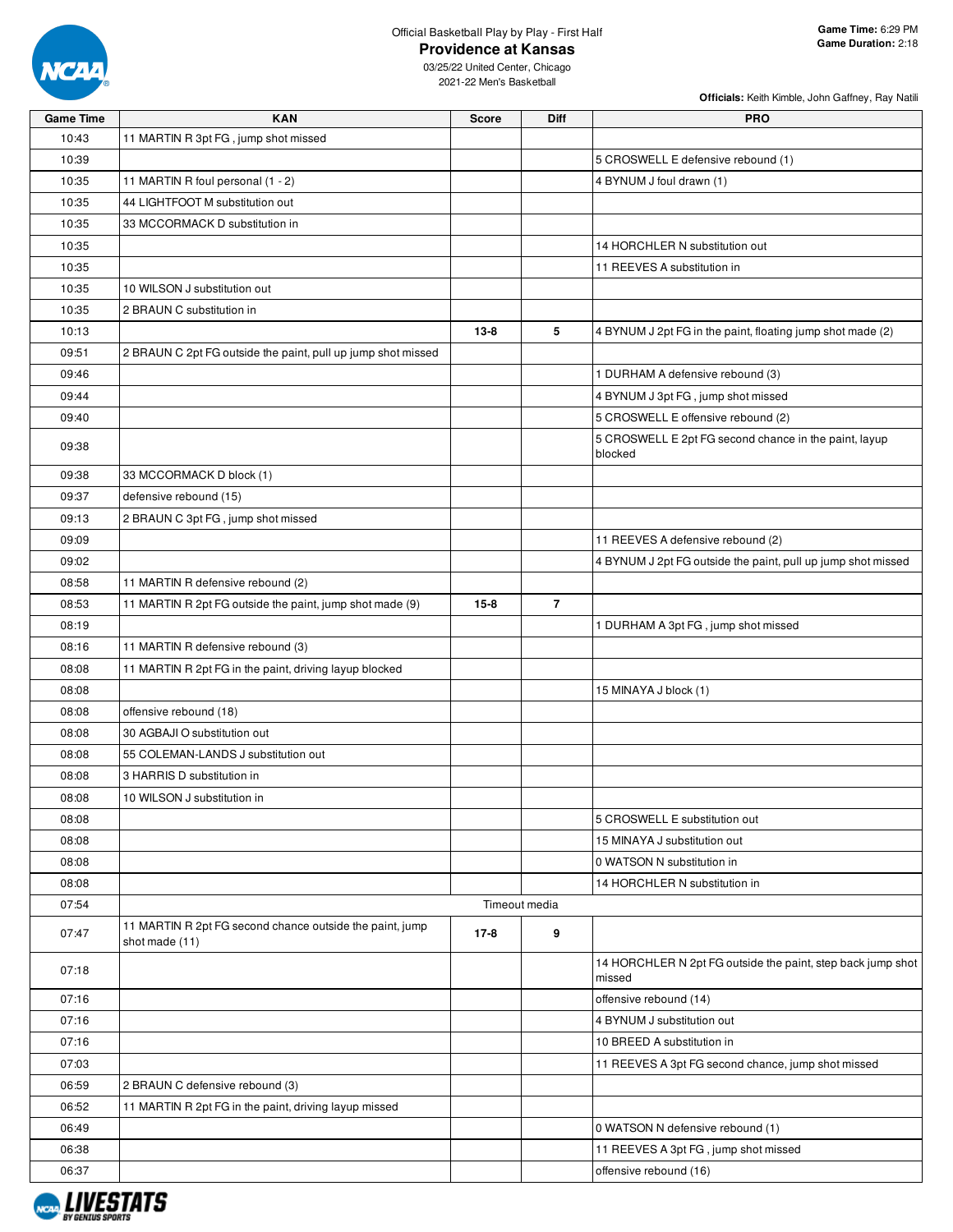Official Basketball Play by Play - First Half

# Providence at Kansas

03/25/22 United Center, Chicago

2021-22 Men's Basketball

**Game Time:** 6:29 PM
**Game Duration:** 2:18

**Officials:** Keith Kimble, John Gaffney, Ray Natili

| Game Time | KAN | Score | Diff | PRO |
|---|---|---|---|---|
| 10:43 | 11 MARTIN R 3pt FG , jump shot missed | | | |
| 10:39 | | | | 5 CROSWELL E defensive rebound (1) |
| 10:35 | 11 MARTIN R foul personal (1 - 2) | | | 4 BYNUM J foul drawn (1) |
| 10:35 | 44 LIGHTFOOT M substitution out | | | |
| 10:35 | 33 MCCORMACK D substitution in | | | |
| 10:35 | | | | 14 HORCHLER N substitution out |
| 10:35 | | | | 11 REEVES A substitution in |
| 10:35 | 10 WILSON J substitution out | | | |
| 10:35 | 2 BRAUN C substitution in | | | |
| 10:13 | | 13-8 | 5 | 4 BYNUM J 2pt FG in the paint, floating jump shot made (2) |
| 09:51 | 2 BRAUN C 2pt FG outside the paint, pull up jump shot missed | | | |
| 09:46 | | | | 1 DURHAM A defensive rebound (3) |
| 09:44 | | | | 4 BYNUM J 3pt FG , jump shot missed |
| 09:40 | | | | 5 CROSWELL E offensive rebound (2) |
| 09:38 | | | | 5 CROSWELL E 2pt FG second chance in the paint, layup blocked |
| 09:38 | 33 MCCORMACK D block (1) | | | |
| 09:37 | defensive rebound (15) | | | |
| 09:13 | 2 BRAUN C 3pt FG , jump shot missed | | | |
| 09:09 | | | | 11 REEVES A defensive rebound (2) |
| 09:02 | | | | 4 BYNUM J 2pt FG outside the paint, pull up jump shot missed |
| 08:58 | 11 MARTIN R defensive rebound (2) | | | |
| 08:53 | 11 MARTIN R 2pt FG outside the paint, jump shot made (9) | 15-8 | 7 | |
| 08:19 | | | | 1 DURHAM A 3pt FG , jump shot missed |
| 08:16 | 11 MARTIN R defensive rebound (3) | | | |
| 08:08 | 11 MARTIN R 2pt FG in the paint, driving layup blocked | | | |
| 08:08 | | | | 15 MINAYA J block (1) |
| 08:08 | offensive rebound (18) | | | |
| 08:08 | 30 AGBAJI O substitution out | | | |
| 08:08 | 55 COLEMAN-LANDS J substitution out | | | |
| 08:08 | 3 HARRIS D substitution in | | | |
| 08:08 | 10 WILSON J substitution in | | | |
| 08:08 | | | | 5 CROSWELL E substitution out |
| 08:08 | | | | 15 MINAYA J substitution out |
| 08:08 | | | | 0 WATSON N substitution in |
| 08:08 | | | | 14 HORCHLER N substitution in |
| 07:54 | | Timeout media | | |
| 07:47 | 11 MARTIN R 2pt FG second chance outside the paint, jump shot made (11) | 17-8 | 9 | |
| 07:18 | | | | 14 HORCHLER N 2pt FG outside the paint, step back jump shot missed |
| 07:16 | | | | offensive rebound (14) |
| 07:16 | | | | 4 BYNUM J substitution out |
| 07:16 | | | | 10 BREED A substitution in |
| 07:03 | | | | 11 REEVES A 3pt FG second chance, jump shot missed |
| 06:59 | 2 BRAUN C defensive rebound (3) | | | |
| 06:52 | 11 MARTIN R 2pt FG in the paint, driving layup missed | | | |
| 06:49 | | | | 0 WATSON N defensive rebound (1) |
| 06:38 | | | | 11 REEVES A 3pt FG , jump shot missed |
| 06:37 | | | | offensive rebound (16) |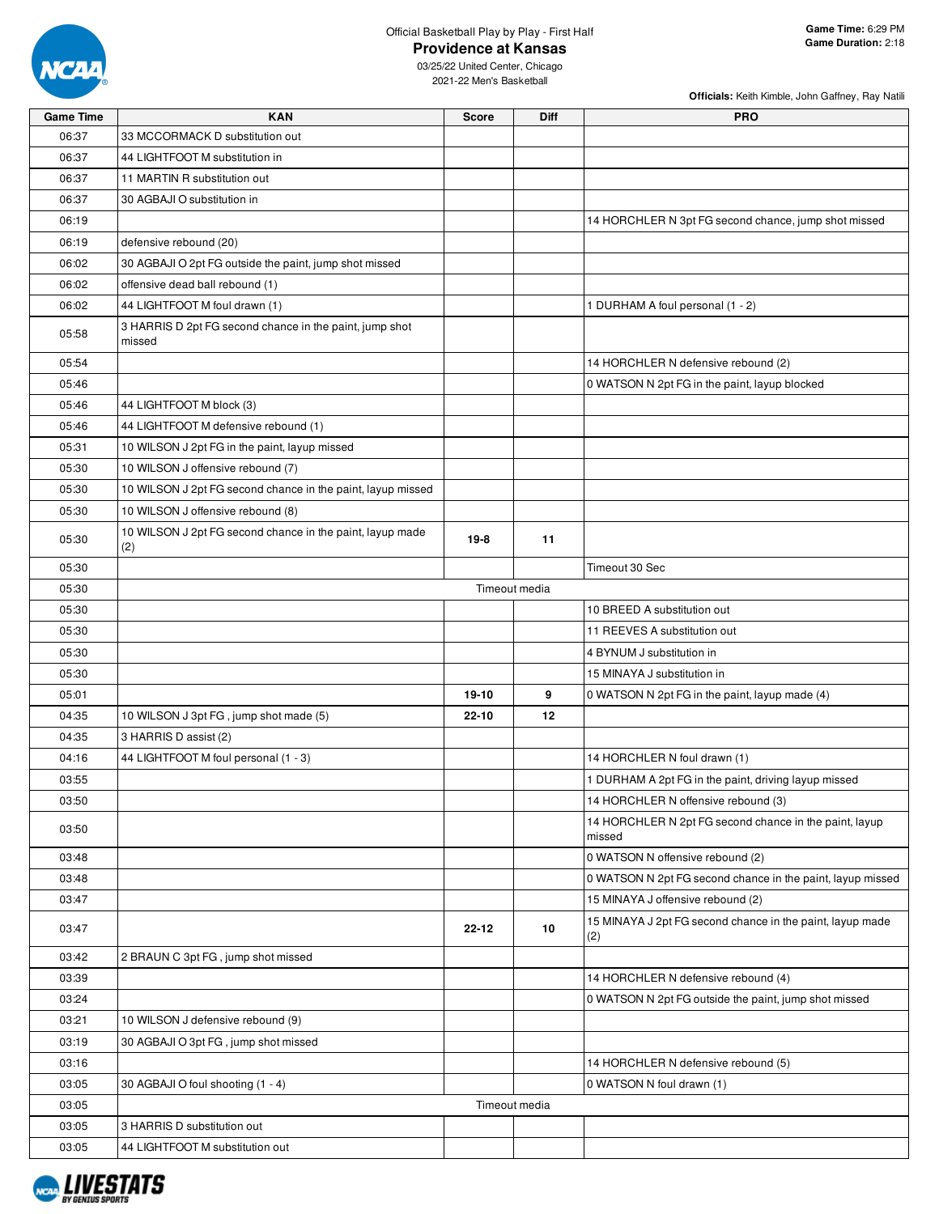Official Basketball Play by Play - First Half

## Providence at Kansas

03/25/22 United Center, Chicago
2021-22 Men's Basketball

**Game Time:** 6:29 PM
**Game Duration:** 2:18

**Officials:** Keith Kimble, John Gaffney, Ray Natili

| Game Time | KAN | Score | Diff | PRO |
|---|---|---|---|---|
| 06:37 | 33 MCCORMACK D substitution out | | | |
| 06:37 | 44 LIGHTFOOT M substitution in | | | |
| 06:37 | 11 MARTIN R substitution out | | | |
| 06:37 | 30 AGBAJI O substitution in | | | |
| 06:19 | | | | 14 HORCHLER N 3pt FG second chance, jump shot missed |
| 06:19 | defensive rebound (20) | | | |
| 06:02 | 30 AGBAJI O 2pt FG outside the paint, jump shot missed | | | |
| 06:02 | offensive dead ball rebound (1) | | | |
| 06:02 | 44 LIGHTFOOT M foul drawn (1) | | | 1 DURHAM A foul personal (1 - 2) |
| 05:58 | 3 HARRIS D 2pt FG second chance in the paint, jump shot missed | | | |
| 05:54 | | | | 14 HORCHLER N defensive rebound (2) |
| 05:46 | | | | 0 WATSON N 2pt FG in the paint, layup blocked |
| 05:46 | 44 LIGHTFOOT M block (3) | | | |
| 05:46 | 44 LIGHTFOOT M defensive rebound (1) | | | |
| 05:31 | 10 WILSON J 2pt FG in the paint, layup missed | | | |
| 05:30 | 10 WILSON J offensive rebound (7) | | | |
| 05:30 | 10 WILSON J 2pt FG second chance in the paint, layup missed | | | |
| 05:30 | 10 WILSON J offensive rebound (8) | | | |
| 05:30 | 10 WILSON J 2pt FG second chance in the paint, layup made (2) | **19-8** | **11** | |
| 05:30 | | | | Timeout 30 Sec |
| 05:30 | Timeout media | | | |
| 05:30 | | | | 10 BREED A substitution out |
| 05:30 | | | | 11 REEVES A substitution out |
| 05:30 | | | | 4 BYNUM J substitution in |
| 05:30 | | | | 15 MINAYA J substitution in |
| 05:01 | | **19-10** | **9** | 0 WATSON N 2pt FG in the paint, layup made (4) |
| 04:35 | 10 WILSON J 3pt FG , jump shot made (5) | **22-10** | **12** | |
| 04:35 | 3 HARRIS D assist (2) | | | |
| 04:16 | 44 LIGHTFOOT M foul personal (1 - 3) | | | 14 HORCHLER N foul drawn (1) |
| 03:55 | | | | 1 DURHAM A 2pt FG in the paint, driving layup missed |
| 03:50 | | | | 14 HORCHLER N offensive rebound (3) |
| 03:50 | | | | 14 HORCHLER N 2pt FG second chance in the paint, layup missed |
| 03:48 | | | | 0 WATSON N offensive rebound (2) |
| 03:48 | | | | 0 WATSON N 2pt FG second chance in the paint, layup missed |
| 03:47 | | | | 15 MINAYA J offensive rebound (2) |
| 03:47 | | **22-12** | **10** | 15 MINAYA J 2pt FG second chance in the paint, layup made (2) |
| 03:42 | 2 BRAUN C 3pt FG , jump shot missed | | | |
| 03:39 | | | | 14 HORCHLER N defensive rebound (4) |
| 03:24 | | | | 0 WATSON N 2pt FG outside the paint, jump shot missed |
| 03:21 | 10 WILSON J defensive rebound (9) | | | |
| 03:19 | 30 AGBAJI O 3pt FG , jump shot missed | | | |
| 03:16 | | | | 14 HORCHLER N defensive rebound (5) |
| 03:05 | 30 AGBAJI O foul shooting (1 - 4) | | | 0 WATSON N foul drawn (1) |
| 03:05 | Timeout media | | | |
| 03:05 | 3 HARRIS D substitution out | | | |
| 03:05 | 44 LIGHTFOOT M substitution out | | | |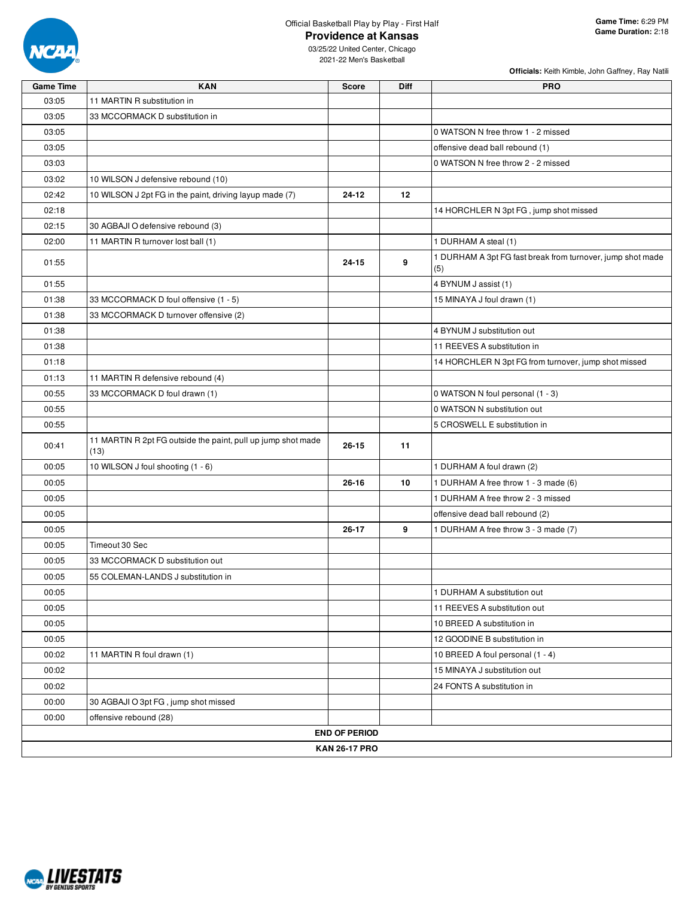Official Basketball Play by Play - First Half

## Providence at Kansas

03/25/22 United Center, Chicago

2021-22 Men's Basketball

**Game Time:** 6:29 PM
**Game Duration:** 2:18

**Officials:** Keith Kimble, John Gaffney, Ray Natili

| Game Time | KAN | Score | Diff | PRO |
|---|---|---|---|---|
| 03:05 | 11 MARTIN R substitution in | | | |
| 03:05 | 33 MCCORMACK D substitution in | | | |
| 03:05 | | | | 0 WATSON N free throw 1 - 2 missed |
| 03:05 | | | | offensive dead ball rebound (1) |
| 03:03 | | | | 0 WATSON N free throw 2 - 2 missed |
| 03:02 | 10 WILSON J defensive rebound (10) | | | |
| 02:42 | 10 WILSON J 2pt FG in the paint, driving layup made (7) | 24-12 | 12 | |
| 02:18 | | | | 14 HORCHLER N 3pt FG , jump shot missed |
| 02:15 | 30 AGBAJI O defensive rebound (3) | | | |
| 02:00 | 11 MARTIN R turnover lost ball (1) | | | 1 DURHAM A steal (1) |
| 01:55 | | 24-15 | 9 | 1 DURHAM A 3pt FG fast break from turnover, jump shot made (5) |
| 01:55 | | | | 4 BYNUM J assist (1) |
| 01:38 | 33 MCCORMACK D foul offensive (1 - 5) | | | 15 MINAYA J foul drawn (1) |
| 01:38 | 33 MCCORMACK D turnover offensive (2) | | | |
| 01:38 | | | | 4 BYNUM J substitution out |
| 01:38 | | | | 11 REEVES A substitution in |
| 01:18 | | | | 14 HORCHLER N 3pt FG from turnover, jump shot missed |
| 01:13 | 11 MARTIN R defensive rebound (4) | | | |
| 00:55 | 33 MCCORMACK D foul drawn (1) | | | 0 WATSON N foul personal (1 - 3) |
| 00:55 | | | | 0 WATSON N substitution out |
| 00:55 | | | | 5 CROSWELL E substitution in |
| 00:41 | 11 MARTIN R 2pt FG outside the paint, pull up jump shot made (13) | 26-15 | 11 | |
| 00:05 | 10 WILSON J foul shooting (1 - 6) | | | 1 DURHAM A foul drawn (2) |
| 00:05 | | 26-16 | 10 | 1 DURHAM A free throw 1 - 3 made (6) |
| 00:05 | | | | 1 DURHAM A free throw 2 - 3 missed |
| 00:05 | | | | offensive dead ball rebound (2) |
| 00:05 | | 26-17 | 9 | 1 DURHAM A free throw 3 - 3 made (7) |
| 00:05 | Timeout 30 Sec | | | |
| 00:05 | 33 MCCORMACK D substitution out | | | |
| 00:05 | 55 COLEMAN-LANDS J substitution in | | | |
| 00:05 | | | | 1 DURHAM A substitution out |
| 00:05 | | | | 11 REEVES A substitution out |
| 00:05 | | | | 10 BREED A substitution in |
| 00:05 | | | | 12 GOODINE B substitution in |
| 00:02 | 11 MARTIN R foul drawn (1) | | | 10 BREED A foul personal (1 - 4) |
| 00:02 | | | | 15 MINAYA J substitution out |
| 00:02 | | | | 24 FONTS A substitution in |
| 00:00 | 30 AGBAJI O 3pt FG , jump shot missed | | | |
| 00:00 | offensive rebound (28) | | | |
| | | **END OF PERIOD** | | |
| | | **KAN 26-17 PRO** | | |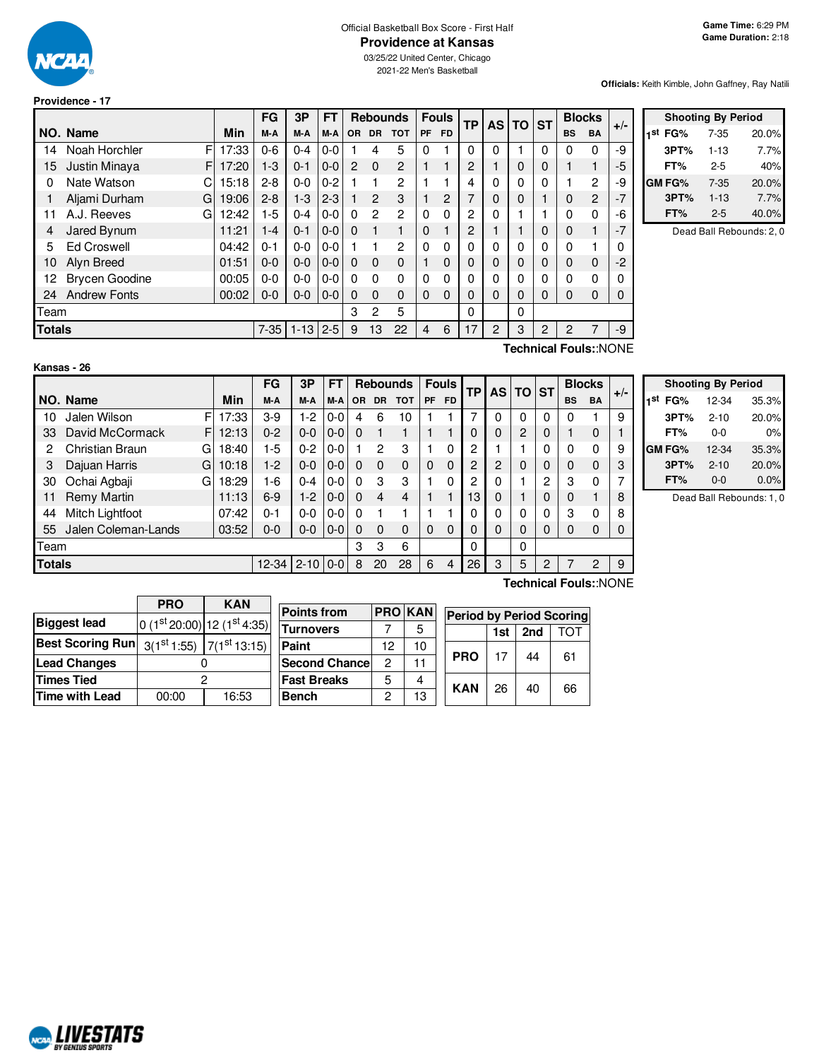Official Basketball Box Score - First Half

# Providence at Kansas

03/25/22 United Center, Chicago
2021-22 Men's Basketball

**Game Time:** 6:29 PM
**Game Duration:** 2:18

**Officials:** Keith Kimble, John Gaffney, Ray Natili

## Providence - 17

| NO. | Name | | Min | FG M-A | 3P M-A | FT M-A | Rebounds OR | DR | TOT | Fouls PF | FD | TP | AS | TO | ST | Blocks BS | BA | +/- |
|---|---|---|---|---|---|---|---|---|---|---|---|---|---|---|---|---|---|---|
| 14 | Noah Horchler | F | 17:33 | 0-6 | 0-4 | 0-0 | 1 | 4 | 5 | 0 | 1 | 0 | 0 | 1 | 0 | 0 | 0 | -9 |
| 15 | Justin Minaya | F | 17:20 | 1-3 | 0-1 | 0-0 | 2 | 0 | 2 | 1 | 1 | 2 | 1 | 0 | 0 | 1 | 1 | -5 |
| 0 | Nate Watson | C | 15:18 | 2-8 | 0-0 | 0-2 | 1 | 1 | 2 | 1 | 1 | 4 | 0 | 0 | 0 | 1 | 2 | -9 |
| 1 | Aljami Durham | G | 19:06 | 2-8 | 1-3 | 2-3 | 1 | 2 | 3 | 1 | 2 | 7 | 0 | 0 | 1 | 0 | 2 | -7 |
| 11 | A.J. Reeves | G | 12:42 | 1-5 | 0-4 | 0-0 | 0 | 2 | 2 | 0 | 0 | 2 | 0 | 1 | 1 | 0 | 0 | -6 |
| 4 | Jared Bynum | | 11:21 | 1-4 | 0-1 | 0-0 | 0 | 1 | 1 | 0 | 1 | 2 | 1 | 1 | 0 | 0 | 1 | -7 |
| 5 | Ed Croswell | | 04:42 | 0-1 | 0-0 | 0-0 | 1 | 1 | 2 | 0 | 0 | 0 | 0 | 0 | 0 | 0 | 1 | 0 |
| 10 | Alyn Breed | | 01:51 | 0-0 | 0-0 | 0-0 | 0 | 0 | 0 | 1 | 0 | 0 | 0 | 0 | 0 | 0 | 0 | -2 |
| 12 | Brycen Goodine | | 00:05 | 0-0 | 0-0 | 0-0 | 0 | 0 | 0 | 0 | 0 | 0 | 0 | 0 | 0 | 0 | 0 | 0 |
| 24 | Andrew Fonts | | 00:02 | 0-0 | 0-0 | 0-0 | 0 | 0 | 0 | 0 | 0 | 0 | 0 | 0 | 0 | 0 | 0 | 0 |
| Team | | | | | | | 3 | 2 | 5 | | | 0 | | 0 | | | | |
| **Totals** | | | | 7-35 | 1-13 | 2-5 | 9 | 13 | 22 | 4 | 6 | 17 | 2 | 3 | 2 | 2 | 7 | -9 |

**Technical Fouls:**:NONE

| Shooting By Period | | |
|---|---|---|
| 1st FG% | 7-35 | 20.0% |
| 3PT% | 1-13 | 7.7% |
| FT% | 2-5 | 40% |
| GM FG% | 7-35 | 20.0% |
| 3PT% | 1-13 | 7.7% |
| FT% | 2-5 | 40.0% |

Dead Ball Rebounds: 2, 0

## Kansas - 26

| NO. | Name | | Min | FG M-A | 3P M-A | FT M-A | Rebounds OR | DR | TOT | Fouls PF | FD | TP | AS | TO | ST | Blocks BS | BA | +/- |
|---|---|---|---|---|---|---|---|---|---|---|---|---|---|---|---|---|---|---|
| 10 | Jalen Wilson | F | 17:33 | 3-9 | 1-2 | 0-0 | 4 | 6 | 10 | 1 | 1 | 7 | 0 | 0 | 0 | 0 | 1 | 9 |
| 33 | David McCormack | F | 12:13 | 0-2 | 0-0 | 0-0 | 0 | 1 | 1 | 1 | 1 | 0 | 0 | 2 | 0 | 1 | 0 | 1 |
| 2 | Christian Braun | G | 18:40 | 1-5 | 0-2 | 0-0 | 1 | 2 | 3 | 1 | 0 | 2 | 1 | 1 | 0 | 0 | 0 | 9 |
| 3 | Dajuan Harris | G | 10:18 | 1-2 | 0-0 | 0-0 | 0 | 0 | 0 | 0 | 0 | 2 | 2 | 0 | 0 | 0 | 0 | 3 |
| 30 | Ochai Agbaji | G | 18:29 | 1-6 | 0-4 | 0-0 | 0 | 3 | 3 | 1 | 0 | 2 | 0 | 1 | 2 | 3 | 0 | 7 |
| 11 | Remy Martin | | 11:13 | 6-9 | 1-2 | 0-0 | 0 | 4 | 4 | 1 | 1 | 13 | 0 | 1 | 0 | 0 | 1 | 8 |
| 44 | Mitch Lightfoot | | 07:42 | 0-1 | 0-0 | 0-0 | 0 | 1 | 1 | 1 | 1 | 0 | 0 | 0 | 0 | 3 | 0 | 8 |
| 55 | Jalen Coleman-Lands | | 03:52 | 0-0 | 0-0 | 0-0 | 0 | 0 | 0 | 0 | 0 | 0 | 0 | 0 | 0 | 0 | 0 | 0 |
| Team | | | | | | | 3 | 3 | 6 | | | 0 | | 0 | | | | |
| **Totals** | | | | 12-34 | 2-10 | 0-0 | 8 | 20 | 28 | 6 | 4 | 26 | 3 | 5 | 2 | 7 | 2 | 9 |

**Technical Fouls:**:NONE

| Shooting By Period | | |
|---|---|---|
| 1st FG% | 12-34 | 35.3% |
| 3PT% | 2-10 | 20.0% |
| FT% | 0-0 | 0% |
| GM FG% | 12-34 | 35.3% |
| 3PT% | 2-10 | 20.0% |
| FT% | 0-0 | 0.0% |

Dead Ball Rebounds: 1, 0

| | PRO | KAN |
|---|---|---|
| **Biggest lead** | 0 (1st 20:00) | 12 (1st 4:35) |
| **Best Scoring Run** | 3(1st 1:55) | 7(1st 13:15) |
| **Lead Changes** | 0 | |
| **Times Tied** | 2 | |
| **Time with Lead** | 00:00 | 16:53 |

| Points from | PRO | KAN |
|---|---|---|
| Turnovers | 7 | 5 |
| Paint | 12 | 10 |
| Second Chance | 2 | 11 |
| Fast Breaks | 5 | 4 |
| Bench | 2 | 13 |

| Period by Period Scoring | 1st | 2nd | TOT |
|---|---|---|---|
| PRO | 17 | 44 | 61 |
| KAN | 26 | 40 | 66 |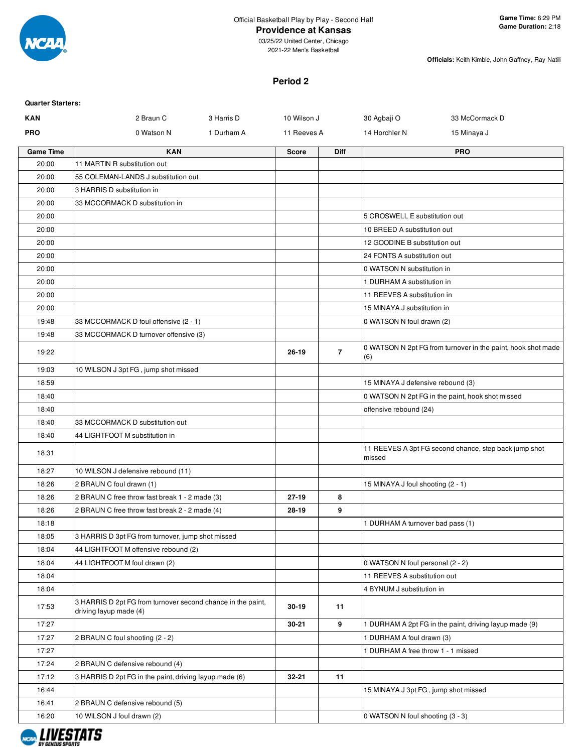Official Basketball Play by Play - Second Half

# Providence at Kansas

03/25/22 United Center, Chicago
2021-22 Men's Basketball

**Game Time:** 6:29 PM
**Game Duration:** 2:18

**Officials:** Keith Kimble, John Gaffney, Ray Natili

## Period 2

**Quarter Starters:**

| | | | | | |
|---|---|---|---|---|---|
| **KAN** | 2 Braun C | 3 Harris D | 10 Wilson J | 30 Agbaji O | 33 McCormack D |
| **PRO** | 0 Watson N | 1 Durham A | 11 Reeves A | 14 Horchler N | 15 Minaya J |

| Game Time | KAN | Score | Diff | PRO |
|---|---|---|---|---|
| 20:00 | 11 MARTIN R substitution out | | | |
| 20:00 | 55 COLEMAN-LANDS J substitution out | | | |
| 20:00 | 3 HARRIS D substitution in | | | |
| 20:00 | 33 MCCORMACK D substitution in | | | |
| 20:00 | | | | 5 CROSWELL E substitution out |
| 20:00 | | | | 10 BREED A substitution out |
| 20:00 | | | | 12 GOODINE B substitution out |
| 20:00 | | | | 24 FONTS A substitution out |
| 20:00 | | | | 0 WATSON N substitution in |
| 20:00 | | | | 1 DURHAM A substitution in |
| 20:00 | | | | 11 REEVES A substitution in |
| 20:00 | | | | 15 MINAYA J substitution in |
| 19:48 | 33 MCCORMACK D foul offensive (2 - 1) | | | 0 WATSON N foul drawn (2) |
| 19:48 | 33 MCCORMACK D turnover offensive (3) | | | |
| 19:22 | | 26-19 | 7 | 0 WATSON N 2pt FG from turnover in the paint, hook shot made (6) |
| 19:03 | 10 WILSON J 3pt FG , jump shot missed | | | |
| 18:59 | | | | 15 MINAYA J defensive rebound (3) |
| 18:40 | | | | 0 WATSON N 2pt FG in the paint, hook shot missed |
| 18:40 | | | | offensive rebound (24) |
| 18:40 | 33 MCCORMACK D substitution out | | | |
| 18:40 | 44 LIGHTFOOT M substitution in | | | |
| 18:31 | | | | 11 REEVES A 3pt FG second chance, step back jump shot missed |
| 18:27 | 10 WILSON J defensive rebound (11) | | | |
| 18:26 | 2 BRAUN C foul drawn (1) | | | 15 MINAYA J foul shooting (2 - 1) |
| 18:26 | 2 BRAUN C free throw fast break 1 - 2 made (3) | 27-19 | 8 | |
| 18:26 | 2 BRAUN C free throw fast break 2 - 2 made (4) | 28-19 | 9 | |
| 18:18 | | | | 1 DURHAM A turnover bad pass (1) |
| 18:05 | 3 HARRIS D 3pt FG from turnover, jump shot missed | | | |
| 18:04 | 44 LIGHTFOOT M offensive rebound (2) | | | |
| 18:04 | 44 LIGHTFOOT M foul drawn (2) | | | 0 WATSON N foul personal (2 - 2) |
| 18:04 | | | | 11 REEVES A substitution out |
| 18:04 | | | | 4 BYNUM J substitution in |
| 17:53 | 3 HARRIS D 2pt FG from turnover second chance in the paint, driving layup made (4) | 30-19 | 11 | |
| 17:27 | | 30-21 | 9 | 1 DURHAM A 2pt FG in the paint, driving layup made (9) |
| 17:27 | 2 BRAUN C foul shooting (2 - 2) | | | 1 DURHAM A foul drawn (3) |
| 17:27 | | | | 1 DURHAM A free throw 1 - 1 missed |
| 17:24 | 2 BRAUN C defensive rebound (4) | | | |
| 17:12 | 3 HARRIS D 2pt FG in the paint, driving layup made (6) | 32-21 | 11 | |
| 16:44 | | | | 15 MINAYA J 3pt FG , jump shot missed |
| 16:41 | 2 BRAUN C defensive rebound (5) | | | |
| 16:20 | 10 WILSON J foul drawn (2) | | | 0 WATSON N foul shooting (3 - 3) |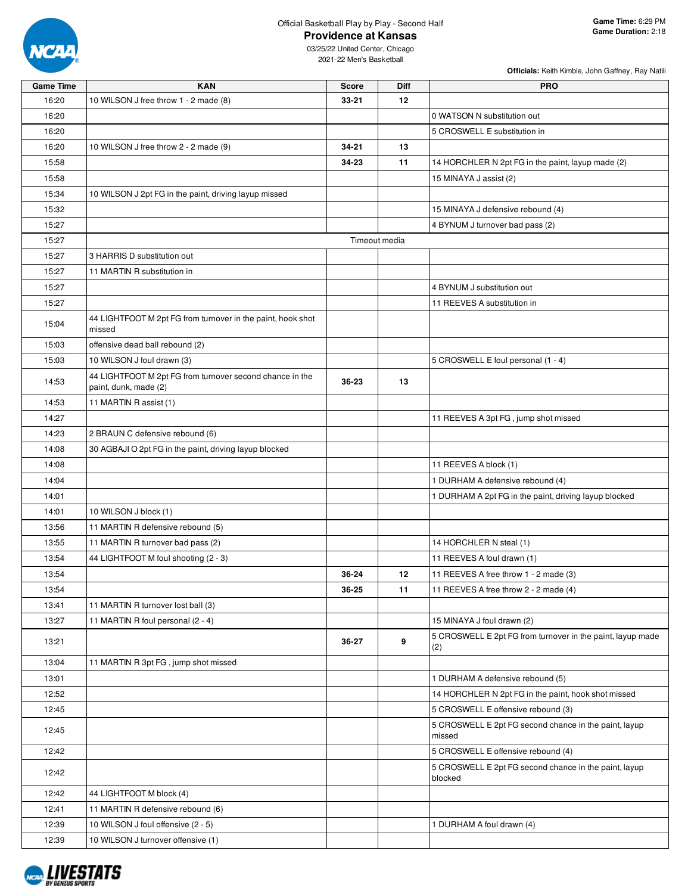Official Basketball Play by Play - Second Half

# Providence at Kansas

03/25/22 United Center, Chicago

2021-22 Men's Basketball

**Game Time:** 6:29 PM
**Game Duration:** 2:18

**Officials:** Keith Kimble, John Gaffney, Ray Natili

| Game Time | KAN | Score | Diff | PRO |
|---|---|---|---|---|
| 16:20 | 10 WILSON J free throw 1 - 2 made (8) | 33-21 | 12 | |
| 16:20 | | | | 0 WATSON N substitution out |
| 16:20 | | | | 5 CROSWELL E substitution in |
| 16:20 | 10 WILSON J free throw 2 - 2 made (9) | 34-21 | 13 | |
| 15:58 | | 34-23 | 11 | 14 HORCHLER N 2pt FG in the paint, layup made (2) |
| 15:58 | | | | 15 MINAYA J assist (2) |
| 15:34 | 10 WILSON J 2pt FG in the paint, driving layup missed | | | |
| 15:32 | | | | 15 MINAYA J defensive rebound (4) |
| 15:27 | | | | 4 BYNUM J turnover bad pass (2) |
| 15:27 | | Timeout media | | |
| 15:27 | 3 HARRIS D substitution out | | | |
| 15:27 | 11 MARTIN R substitution in | | | |
| 15:27 | | | | 4 BYNUM J substitution out |
| 15:27 | | | | 11 REEVES A substitution in |
| 15:04 | 44 LIGHTFOOT M 2pt FG from turnover in the paint, hook shot missed | | | |
| 15:03 | offensive dead ball rebound (2) | | | |
| 15:03 | 10 WILSON J foul drawn (3) | | | 5 CROSWELL E foul personal (1 - 4) |
| 14:53 | 44 LIGHTFOOT M 2pt FG from turnover second chance in the paint, dunk, made (2) | 36-23 | 13 | |
| 14:53 | 11 MARTIN R assist (1) | | | |
| 14:27 | | | | 11 REEVES A 3pt FG , jump shot missed |
| 14:23 | 2 BRAUN C defensive rebound (6) | | | |
| 14:08 | 30 AGBAJI O 2pt FG in the paint, driving layup blocked | | | |
| 14:08 | | | | 11 REEVES A block (1) |
| 14:04 | | | | 1 DURHAM A defensive rebound (4) |
| 14:01 | | | | 1 DURHAM A 2pt FG in the paint, driving layup blocked |
| 14:01 | 10 WILSON J block (1) | | | |
| 13:56 | 11 MARTIN R defensive rebound (5) | | | |
| 13:55 | 11 MARTIN R turnover bad pass (2) | | | 14 HORCHLER N steal (1) |
| 13:54 | 44 LIGHTFOOT M foul shooting (2 - 3) | | | 11 REEVES A foul drawn (1) |
| 13:54 | | 36-24 | 12 | 11 REEVES A free throw 1 - 2 made (3) |
| 13:54 | | 36-25 | 11 | 11 REEVES A free throw 2 - 2 made (4) |
| 13:41 | 11 MARTIN R turnover lost ball (3) | | | |
| 13:27 | 11 MARTIN R foul personal (2 - 4) | | | 15 MINAYA J foul drawn (2) |
| 13:21 | | 36-27 | 9 | 5 CROSWELL E 2pt FG from turnover in the paint, layup made (2) |
| 13:04 | 11 MARTIN R 3pt FG , jump shot missed | | | |
| 13:01 | | | | 1 DURHAM A defensive rebound (5) |
| 12:52 | | | | 14 HORCHLER N 2pt FG in the paint, hook shot missed |
| 12:45 | | | | 5 CROSWELL E offensive rebound (3) |
| 12:45 | | | | 5 CROSWELL E 2pt FG second chance in the paint, layup missed |
| 12:42 | | | | 5 CROSWELL E offensive rebound (4) |
| 12:42 | | | | 5 CROSWELL E 2pt FG second chance in the paint, layup blocked |
| 12:42 | 44 LIGHTFOOT M block (4) | | | |
| 12:41 | 11 MARTIN R defensive rebound (6) | | | |
| 12:39 | 10 WILSON J foul offensive (2 - 5) | | | 1 DURHAM A foul drawn (4) |
| 12:39 | 10 WILSON J turnover offensive (1) | | | |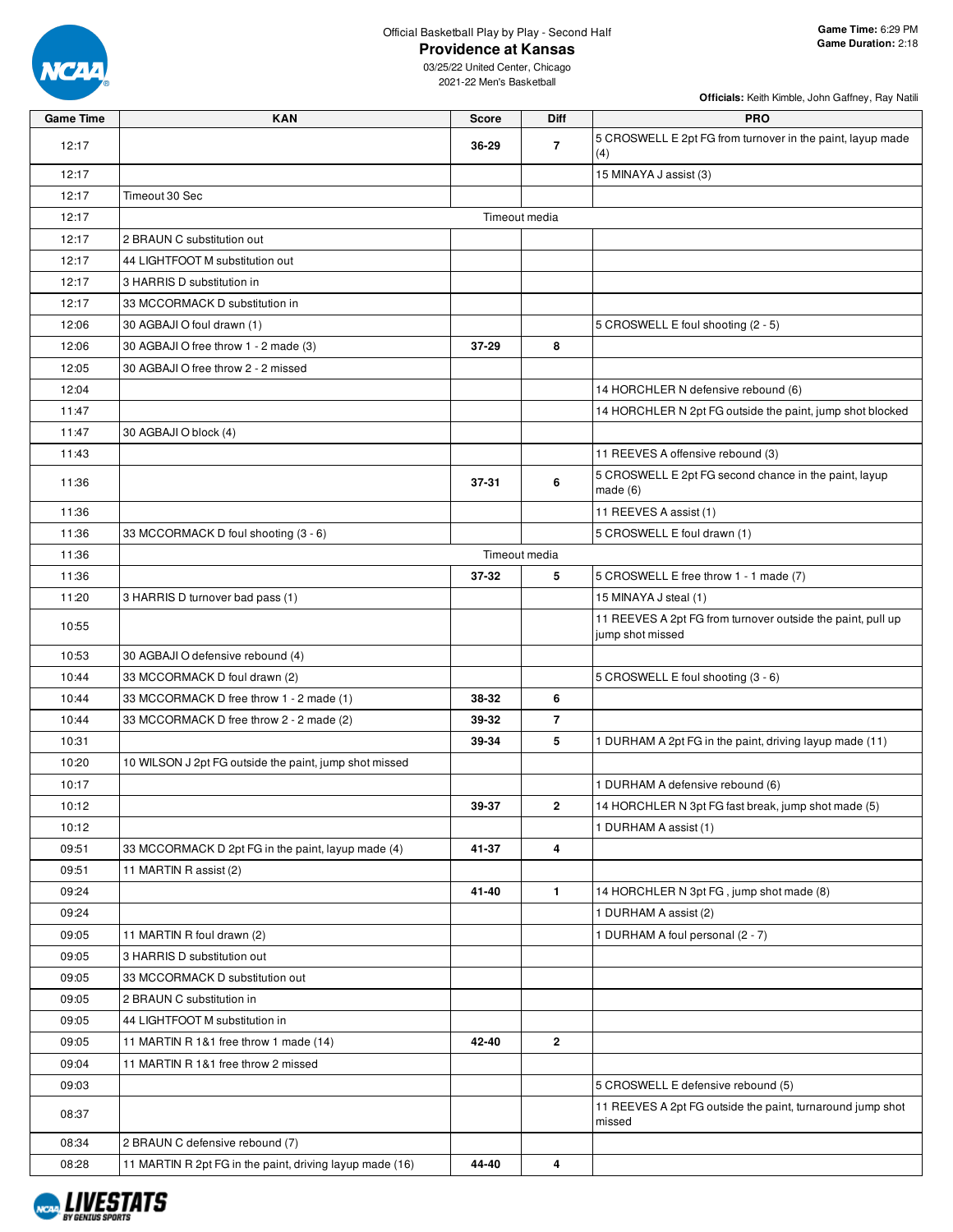Official Basketball Play by Play - Second Half

# Providence at Kansas

03/25/22 United Center, Chicago

2021-22 Men's Basketball

**Game Time:** 6:29 PM
**Game Duration:** 2:18

**Officials:** Keith Kimble, John Gaffney, Ray Natili

| Game Time | KAN | Score | Diff | PRO |
|---|---|---|---|---|
| 12:17 | | 36-29 | 7 | 5 CROSWELL E 2pt FG from turnover in the paint, layup made (4) |
| 12:17 | | | | 15 MINAYA J assist (3) |
| 12:17 | Timeout 30 Sec | | | |
| 12:17 | | Timeout media | | |
| 12:17 | 2 BRAUN C substitution out | | | |
| 12:17 | 44 LIGHTFOOT M substitution out | | | |
| 12:17 | 3 HARRIS D substitution in | | | |
| 12:17 | 33 MCCORMACK D substitution in | | | |
| 12:06 | 30 AGBAJI O foul drawn (1) | | | 5 CROSWELL E foul shooting (2 - 5) |
| 12:06 | 30 AGBAJI O free throw 1 - 2 made (3) | 37-29 | 8 | |
| 12:05 | 30 AGBAJI O free throw 2 - 2 missed | | | |
| 12:04 | | | | 14 HORCHLER N defensive rebound (6) |
| 11:47 | | | | 14 HORCHLER N 2pt FG outside the paint, jump shot blocked |
| 11:47 | 30 AGBAJI O block (4) | | | |
| 11:43 | | | | 11 REEVES A offensive rebound (3) |
| 11:36 | | 37-31 | 6 | 5 CROSWELL E 2pt FG second chance in the paint, layup made (6) |
| 11:36 | | | | 11 REEVES A assist (1) |
| 11:36 | 33 MCCORMACK D foul shooting (3 - 6) | | | 5 CROSWELL E foul drawn (1) |
| 11:36 | | Timeout media | | |
| 11:36 | | 37-32 | 5 | 5 CROSWELL E free throw 1 - 1 made (7) |
| 11:20 | 3 HARRIS D turnover bad pass (1) | | | 15 MINAYA J steal (1) |
| 10:55 | | | | 11 REEVES A 2pt FG from turnover outside the paint, pull up jump shot missed |
| 10:53 | 30 AGBAJI O defensive rebound (4) | | | |
| 10:44 | 33 MCCORMACK D foul drawn (2) | | | 5 CROSWELL E foul shooting (3 - 6) |
| 10:44 | 33 MCCORMACK D free throw 1 - 2 made (1) | 38-32 | 6 | |
| 10:44 | 33 MCCORMACK D free throw 2 - 2 made (2) | 39-32 | 7 | |
| 10:31 | | 39-34 | 5 | 1 DURHAM A 2pt FG in the paint, driving layup made (11) |
| 10:20 | 10 WILSON J 2pt FG outside the paint, jump shot missed | | | |
| 10:17 | | | | 1 DURHAM A defensive rebound (6) |
| 10:12 | | 39-37 | 2 | 14 HORCHLER N 3pt FG fast break, jump shot made (5) |
| 10:12 | | | | 1 DURHAM A assist (1) |
| 09:51 | 33 MCCORMACK D 2pt FG in the paint, layup made (4) | 41-37 | 4 | |
| 09:51 | 11 MARTIN R assist (2) | | | |
| 09:24 | | 41-40 | 1 | 14 HORCHLER N 3pt FG , jump shot made (8) |
| 09:24 | | | | 1 DURHAM A assist (2) |
| 09:05 | 11 MARTIN R foul drawn (2) | | | 1 DURHAM A foul personal (2 - 7) |
| 09:05 | 3 HARRIS D substitution out | | | |
| 09:05 | 33 MCCORMACK D substitution out | | | |
| 09:05 | 2 BRAUN C substitution in | | | |
| 09:05 | 44 LIGHTFOOT M substitution in | | | |
| 09:05 | 11 MARTIN R 1&1 free throw 1 made (14) | 42-40 | 2 | |
| 09:04 | 11 MARTIN R 1&1 free throw 2 missed | | | |
| 09:03 | | | | 5 CROSWELL E defensive rebound (5) |
| 08:37 | | | | 11 REEVES A 2pt FG outside the paint, turnaround jump shot missed |
| 08:34 | 2 BRAUN C defensive rebound (7) | | | |
| 08:28 | 11 MARTIN R 2pt FG in the paint, driving layup made (16) | 44-40 | 4 | |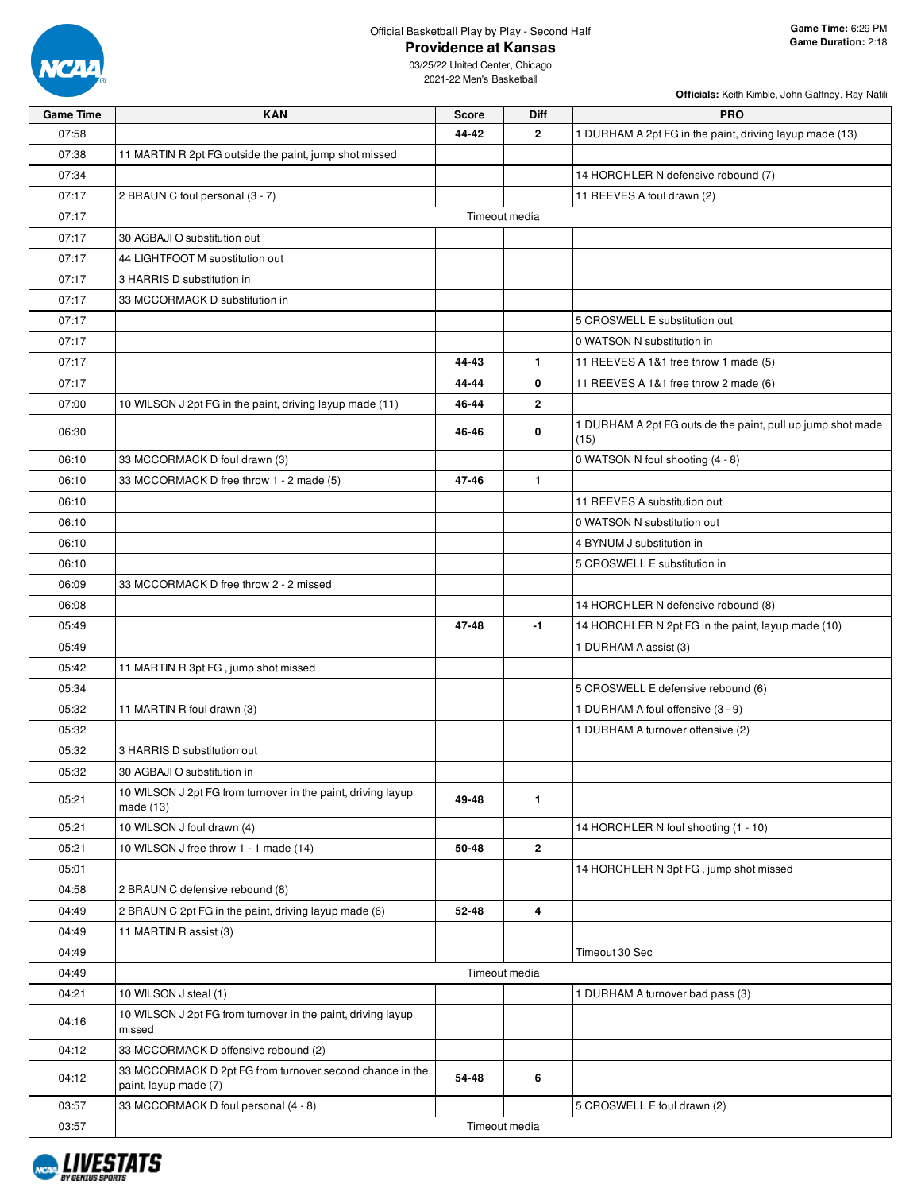Official Basketball Play by Play - Second Half

# Providence at Kansas

03/25/22 United Center, Chicago

2021-22 Men's Basketball

**Game Time:** 6:29 PM
**Game Duration:** 2:18

**Officials:** Keith Kimble, John Gaffney, Ray Natili

| Game Time | KAN | Score | Diff | PRO |
|---|---|---|---|---|
| 07:58 | | 44-42 | 2 | 1 DURHAM A 2pt FG in the paint, driving layup made (13) |
| 07:38 | 11 MARTIN R 2pt FG outside the paint, jump shot missed | | | |
| 07:34 | | | | 14 HORCHLER N defensive rebound (7) |
| 07:17 | 2 BRAUN C foul personal (3 - 7) | | | 11 REEVES A foul drawn (2) |
| 07:17 | Timeout media | | | |
| 07:17 | 30 AGBAJI O substitution out | | | |
| 07:17 | 44 LIGHTFOOT M substitution out | | | |
| 07:17 | 3 HARRIS D substitution in | | | |
| 07:17 | 33 MCCORMACK D substitution in | | | |
| 07:17 | | | | 5 CROSWELL E substitution out |
| 07:17 | | | | 0 WATSON N substitution in |
| 07:17 | | 44-43 | 1 | 11 REEVES A 1&1 free throw 1 made (5) |
| 07:17 | | 44-44 | 0 | 11 REEVES A 1&1 free throw 2 made (6) |
| 07:00 | 10 WILSON J 2pt FG in the paint, driving layup made (11) | 46-44 | 2 | |
| 06:30 | | 46-46 | 0 | 1 DURHAM A 2pt FG outside the paint, pull up jump shot made (15) |
| 06:10 | 33 MCCORMACK D foul drawn (3) | | | 0 WATSON N foul shooting (4 - 8) |
| 06:10 | 33 MCCORMACK D free throw 1 - 2 made (5) | 47-46 | 1 | |
| 06:10 | | | | 11 REEVES A substitution out |
| 06:10 | | | | 0 WATSON N substitution out |
| 06:10 | | | | 4 BYNUM J substitution in |
| 06:10 | | | | 5 CROSWELL E substitution in |
| 06:09 | 33 MCCORMACK D free throw 2 - 2 missed | | | |
| 06:08 | | | | 14 HORCHLER N defensive rebound (8) |
| 05:49 | | 47-48 | -1 | 14 HORCHLER N 2pt FG in the paint, layup made (10) |
| 05:49 | | | | 1 DURHAM A assist (3) |
| 05:42 | 11 MARTIN R 3pt FG , jump shot missed | | | |
| 05:34 | | | | 5 CROSWELL E defensive rebound (6) |
| 05:32 | 11 MARTIN R foul drawn (3) | | | 1 DURHAM A foul offensive (3 - 9) |
| 05:32 | | | | 1 DURHAM A turnover offensive (2) |
| 05:32 | 3 HARRIS D substitution out | | | |
| 05:32 | 30 AGBAJI O substitution in | | | |
| 05:21 | 10 WILSON J 2pt FG from turnover in the paint, driving layup made (13) | 49-48 | 1 | |
| 05:21 | 10 WILSON J foul drawn (4) | | | 14 HORCHLER N foul shooting (1 - 10) |
| 05:21 | 10 WILSON J free throw 1 - 1 made (14) | 50-48 | 2 | |
| 05:01 | | | | 14 HORCHLER N 3pt FG , jump shot missed |
| 04:58 | 2 BRAUN C defensive rebound (8) | | | |
| 04:49 | 2 BRAUN C 2pt FG in the paint, driving layup made (6) | 52-48 | 4 | |
| 04:49 | 11 MARTIN R assist (3) | | | |
| 04:49 | | | | Timeout 30 Sec |
| 04:49 | Timeout media | | | |
| 04:21 | 10 WILSON J steal (1) | | | 1 DURHAM A turnover bad pass (3) |
| 04:16 | 10 WILSON J 2pt FG from turnover in the paint, driving layup missed | | | |
| 04:12 | 33 MCCORMACK D offensive rebound (2) | | | |
| 04:12 | 33 MCCORMACK D 2pt FG from turnover second chance in the paint, layup made (7) | 54-48 | 6 | |
| 03:57 | 33 MCCORMACK D foul personal (4 - 8) | | | 5 CROSWELL E foul drawn (2) |
| 03:57 | Timeout media | | | |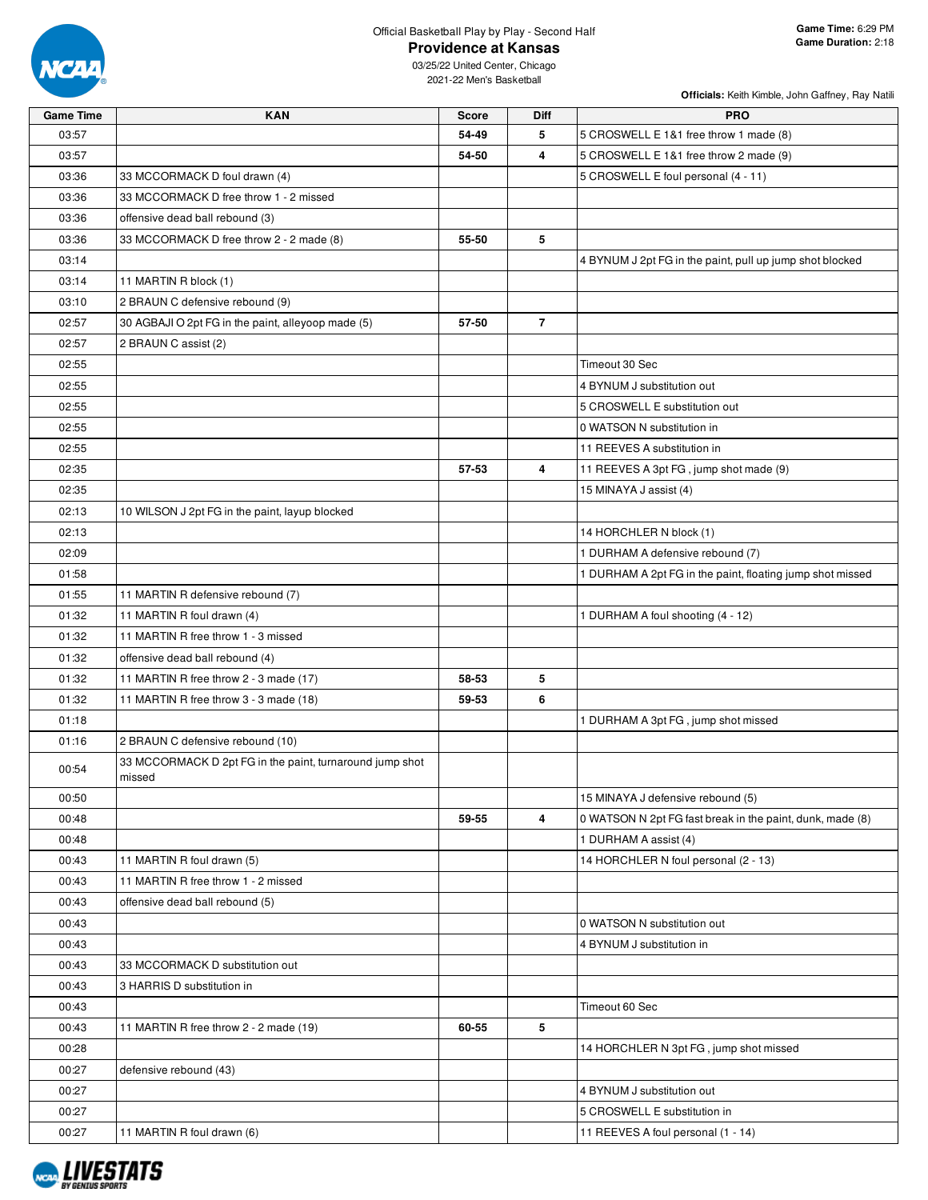Official Basketball Play by Play - Second Half

# Providence at Kansas

03/25/22 United Center, Chicago

2021-22 Men's Basketball

**Game Time:** 6:29 PM
**Game Duration:** 2:18

**Officials:** Keith Kimble, John Gaffney, Ray Natili

| Game Time | KAN | Score | Diff | PRO |
|---|---|---|---|---|
| 03:57 | | 54-49 | 5 | 5 CROSWELL E 1&1 free throw 1 made (8) |
| 03:57 | | 54-50 | 4 | 5 CROSWELL E 1&1 free throw 2 made (9) |
| 03:36 | 33 MCCORMACK D foul drawn (4) | | | 5 CROSWELL E foul personal (4 - 11) |
| 03:36 | 33 MCCORMACK D free throw 1 - 2 missed | | | |
| 03:36 | offensive dead ball rebound (3) | | | |
| 03:36 | 33 MCCORMACK D free throw 2 - 2 made (8) | 55-50 | 5 | |
| 03:14 | | | | 4 BYNUM J 2pt FG in the paint, pull up jump shot blocked |
| 03:14 | 11 MARTIN R block (1) | | | |
| 03:10 | 2 BRAUN C defensive rebound (9) | | | |
| 02:57 | 30 AGBAJI O 2pt FG in the paint, alleyoop made (5) | 57-50 | 7 | |
| 02:57 | 2 BRAUN C assist (2) | | | |
| 02:55 | | | | Timeout 30 Sec |
| 02:55 | | | | 4 BYNUM J substitution out |
| 02:55 | | | | 5 CROSWELL E substitution out |
| 02:55 | | | | 0 WATSON N substitution in |
| 02:55 | | | | 11 REEVES A substitution in |
| 02:35 | | 57-53 | 4 | 11 REEVES A 3pt FG , jump shot made (9) |
| 02:35 | | | | 15 MINAYA J assist (4) |
| 02:13 | 10 WILSON J 2pt FG in the paint, layup blocked | | | |
| 02:13 | | | | 14 HORCHLER N block (1) |
| 02:09 | | | | 1 DURHAM A defensive rebound (7) |
| 01:58 | | | | 1 DURHAM A 2pt FG in the paint, floating jump shot missed |
| 01:55 | 11 MARTIN R defensive rebound (7) | | | |
| 01:32 | 11 MARTIN R foul drawn (4) | | | 1 DURHAM A foul shooting (4 - 12) |
| 01:32 | 11 MARTIN R free throw 1 - 3 missed | | | |
| 01:32 | offensive dead ball rebound (4) | | | |
| 01:32 | 11 MARTIN R free throw 2 - 3 made (17) | 58-53 | 5 | |
| 01:32 | 11 MARTIN R free throw 3 - 3 made (18) | 59-53 | 6 | |
| 01:18 | | | | 1 DURHAM A 3pt FG , jump shot missed |
| 01:16 | 2 BRAUN C defensive rebound (10) | | | |
| 00:54 | 33 MCCORMACK D 2pt FG in the paint, turnaround jump shot missed | | | |
| 00:50 | | | | 15 MINAYA J defensive rebound (5) |
| 00:48 | | 59-55 | 4 | 0 WATSON N 2pt FG fast break in the paint, dunk, made (8) |
| 00:48 | | | | 1 DURHAM A assist (4) |
| 00:43 | 11 MARTIN R foul drawn (5) | | | 14 HORCHLER N foul personal (2 - 13) |
| 00:43 | 11 MARTIN R free throw 1 - 2 missed | | | |
| 00:43 | offensive dead ball rebound (5) | | | |
| 00:43 | | | | 0 WATSON N substitution out |
| 00:43 | | | | 4 BYNUM J substitution in |
| 00:43 | 33 MCCORMACK D substitution out | | | |
| 00:43 | 3 HARRIS D substitution in | | | |
| 00:43 | | | | Timeout 60 Sec |
| 00:43 | 11 MARTIN R free throw 2 - 2 made (19) | 60-55 | 5 | |
| 00:28 | | | | 14 HORCHLER N 3pt FG , jump shot missed |
| 00:27 | defensive rebound (43) | | | |
| 00:27 | | | | 4 BYNUM J substitution out |
| 00:27 | | | | 5 CROSWELL E substitution in |
| 00:27 | 11 MARTIN R foul drawn (6) | | | 11 REEVES A foul personal (1 - 14) |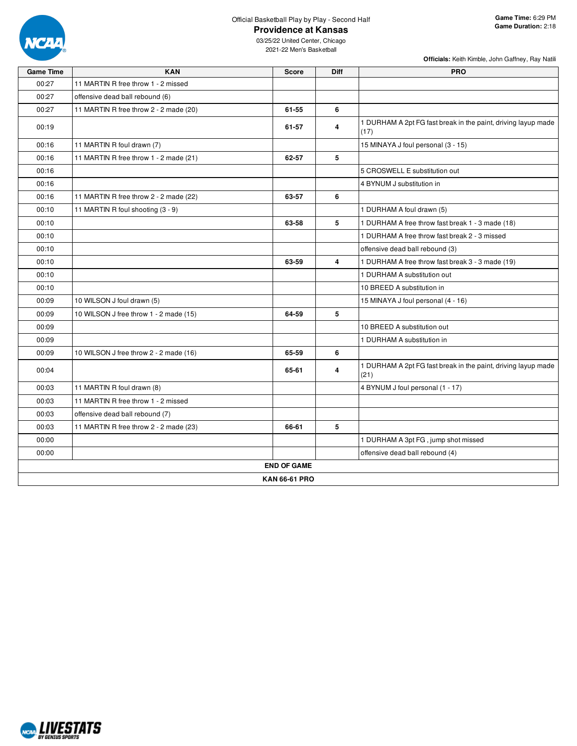Official Basketball Play by Play - Second Half

# Providence at Kansas

03/25/22 United Center, Chicago

2021-22 Men's Basketball

**Game Time:** 6:29 PM
**Game Duration:** 2:18

**Officials:** Keith Kimble, John Gaffney, Ray Natili

| Game Time | KAN | Score | Diff | PRO |
|---|---|---|---|---|
| 00:27 | 11 MARTIN R free throw 1 - 2 missed | | | |
| 00:27 | offensive dead ball rebound (6) | | | |
| 00:27 | 11 MARTIN R free throw 2 - 2 made (20) | 61-55 | 6 | |
| 00:19 | | 61-57 | 4 | 1 DURHAM A 2pt FG fast break in the paint, driving layup made (17) |
| 00:16 | 11 MARTIN R foul drawn (7) | | | 15 MINAYA J foul personal (3 - 15) |
| 00:16 | 11 MARTIN R free throw 1 - 2 made (21) | 62-57 | 5 | |
| 00:16 | | | | 5 CROSWELL E substitution out |
| 00:16 | | | | 4 BYNUM J substitution in |
| 00:16 | 11 MARTIN R free throw 2 - 2 made (22) | 63-57 | 6 | |
| 00:10 | 11 MARTIN R foul shooting (3 - 9) | | | 1 DURHAM A foul drawn (5) |
| 00:10 | | 63-58 | 5 | 1 DURHAM A free throw fast break 1 - 3 made (18) |
| 00:10 | | | | 1 DURHAM A free throw fast break 2 - 3 missed |
| 00:10 | | | | offensive dead ball rebound (3) |
| 00:10 | | 63-59 | 4 | 1 DURHAM A free throw fast break 3 - 3 made (19) |
| 00:10 | | | | 1 DURHAM A substitution out |
| 00:10 | | | | 10 BREED A substitution in |
| 00:09 | 10 WILSON J foul drawn (5) | | | 15 MINAYA J foul personal (4 - 16) |
| 00:09 | 10 WILSON J free throw 1 - 2 made (15) | 64-59 | 5 | |
| 00:09 | | | | 10 BREED A substitution out |
| 00:09 | | | | 1 DURHAM A substitution in |
| 00:09 | 10 WILSON J free throw 2 - 2 made (16) | 65-59 | 6 | |
| 00:04 | | 65-61 | 4 | 1 DURHAM A 2pt FG fast break in the paint, driving layup made (21) |
| 00:03 | 11 MARTIN R foul drawn (8) | | | 4 BYNUM J foul personal (1 - 17) |
| 00:03 | 11 MARTIN R free throw 1 - 2 missed | | | |
| 00:03 | offensive dead ball rebound (7) | | | |
| 00:03 | 11 MARTIN R free throw 2 - 2 made (23) | 66-61 | 5 | |
| 00:00 | | | | 1 DURHAM A 3pt FG , jump shot missed |
| 00:00 | | | | offensive dead ball rebound (4) |
| **END OF GAME** | | | | |
| **KAN 66-61 PRO** | | | | |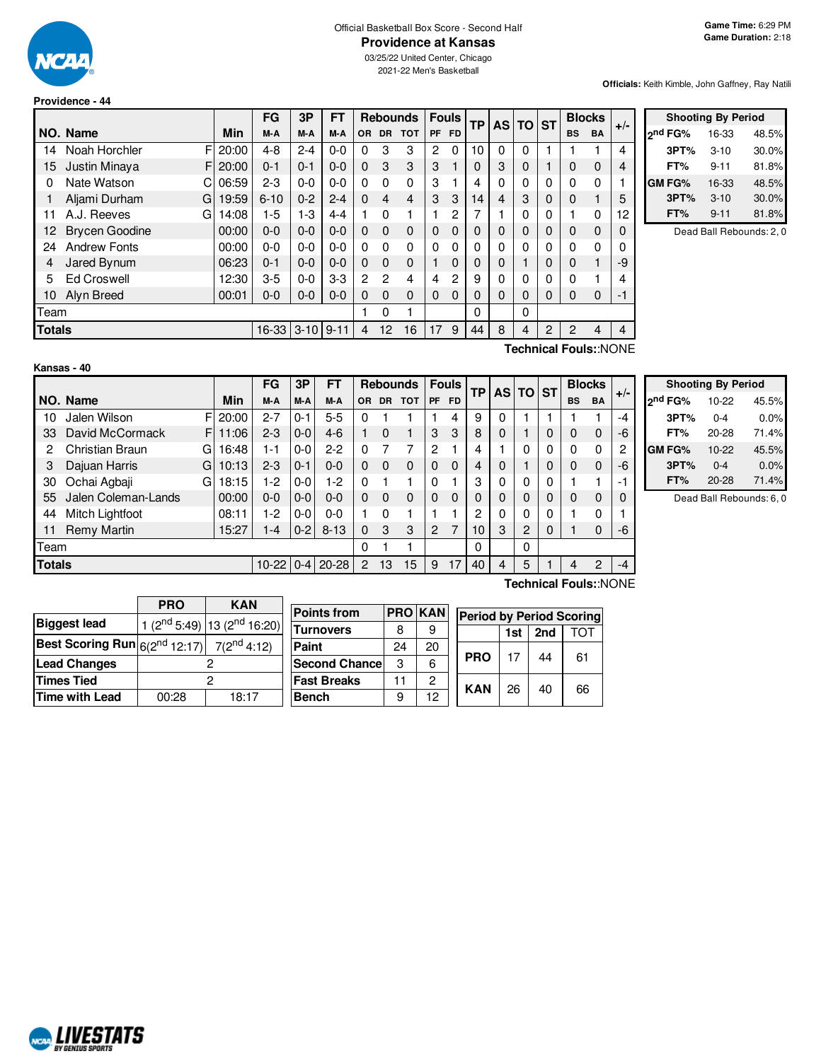Official Basketball Box Score - Second Half

# Providence at Kansas

03/25/22 United Center, Chicago

2021-22 Men's Basketball

**Game Time:** 6:29 PM
**Game Duration:** 2:18

**Officials:** Keith Kimble, John Gaffney, Ray Natili

**Providence - 44**

| NO. | Name | | Min | FG M-A | 3P M-A | FT M-A | OR | DR | TOT | PF | FD | TP | AS | TO | ST | BS | BA | +/- |
|---|---|---|---|---|---|---|---|---|---|---|---|---|---|---|---|---|---|---|
| 14 | Noah Horchler | F | 20:00 | 4-8 | 2-4 | 0-0 | 0 | 3 | 3 | 2 | 0 | 10 | 0 | 0 | 1 | 1 | 1 | 4 |
| 15 | Justin Minaya | F | 20:00 | 0-1 | 0-1 | 0-0 | 0 | 3 | 3 | 3 | 1 | 0 | 3 | 0 | 1 | 0 | 0 | 4 |
| 0 | Nate Watson | C | 06:59 | 2-3 | 0-0 | 0-0 | 0 | 0 | 0 | 3 | 1 | 4 | 0 | 0 | 0 | 0 | 0 | 1 |
| 1 | Aljami Durham | G | 19:59 | 6-10 | 0-2 | 2-4 | 0 | 4 | 4 | 3 | 3 | 14 | 4 | 3 | 0 | 0 | 1 | 5 |
| 11 | A.J. Reeves | G | 14:08 | 1-5 | 1-3 | 4-4 | 1 | 0 | 1 | 1 | 2 | 7 | 1 | 0 | 0 | 1 | 0 | 12 |
| 12 | Brycen Goodine | | 00:00 | 0-0 | 0-0 | 0-0 | 0 | 0 | 0 | 0 | 0 | 0 | 0 | 0 | 0 | 0 | 0 | 0 |
| 24 | Andrew Fonts | | 00:00 | 0-0 | 0-0 | 0-0 | 0 | 0 | 0 | 0 | 0 | 0 | 0 | 0 | 0 | 0 | 0 | 0 |
| 4 | Jared Bynum | | 06:23 | 0-1 | 0-0 | 0-0 | 0 | 0 | 0 | 1 | 0 | 0 | 0 | 1 | 0 | 0 | 1 | -9 |
| 5 | Ed Croswell | | 12:30 | 3-5 | 0-0 | 3-3 | 2 | 2 | 4 | 4 | 2 | 9 | 0 | 0 | 0 | 0 | 1 | 4 |
| 10 | Alyn Breed | | 00:01 | 0-0 | 0-0 | 0-0 | 0 | 0 | 0 | 0 | 0 | 0 | 0 | 0 | 0 | 0 | 0 | -1 |
| | Team | | | | | | 1 | 0 | 1 | | | 0 | | 0 | | | | |
| | **Totals** | | | 16-33 | 3-10 | 9-11 | 4 | 12 | 16 | 17 | 9 | 44 | 8 | 4 | 2 | 2 | 4 | 4 |

Technical Fouls::NONE

| Shooting By Period | | |
|---|---|---|
| 2nd FG% | 16-33 | 48.5% |
| 3PT% | 3-10 | 30.0% |
| FT% | 9-11 | 81.8% |
| GM FG% | 16-33 | 48.5% |
| 3PT% | 3-10 | 30.0% |
| FT% | 9-11 | 81.8% |

Dead Ball Rebounds: 2, 0

**Kansas - 40**

| NO. | Name | | Min | FG M-A | 3P M-A | FT M-A | OR | DR | TOT | PF | FD | TP | AS | TO | ST | BS | BA | +/- |
|---|---|---|---|---|---|---|---|---|---|---|---|---|---|---|---|---|---|---|
| 10 | Jalen Wilson | F | 20:00 | 2-7 | 0-1 | 5-5 | 0 | 1 | 1 | 1 | 4 | 9 | 0 | 1 | 1 | 1 | 1 | -4 |
| 33 | David McCormack | F | 11:06 | 2-3 | 0-0 | 4-6 | 1 | 0 | 1 | 3 | 3 | 8 | 0 | 1 | 0 | 0 | 0 | -6 |
| 2 | Christian Braun | G | 16:48 | 1-1 | 0-0 | 2-2 | 0 | 7 | 7 | 2 | 1 | 4 | 1 | 0 | 0 | 0 | 0 | 2 |
| 3 | Dajuan Harris | G | 10:13 | 2-3 | 0-1 | 0-0 | 0 | 0 | 0 | 0 | 0 | 4 | 0 | 1 | 0 | 0 | 0 | -6 |
| 30 | Ochai Agbaji | G | 18:15 | 1-2 | 0-0 | 1-2 | 0 | 1 | 1 | 0 | 1 | 3 | 0 | 0 | 0 | 1 | 1 | -1 |
| 55 | Jalen Coleman-Lands | | 00:00 | 0-0 | 0-0 | 0-0 | 0 | 0 | 0 | 0 | 0 | 0 | 0 | 0 | 0 | 0 | 0 | 0 |
| 44 | Mitch Lightfoot | | 08:11 | 1-2 | 0-0 | 0-0 | 1 | 0 | 1 | 1 | 1 | 2 | 0 | 0 | 0 | 1 | 0 | 1 |
| 11 | Remy Martin | | 15:27 | 1-4 | 0-2 | 8-13 | 0 | 3 | 3 | 2 | 7 | 10 | 3 | 2 | 0 | 1 | 0 | -6 |
| | Team | | | | | | 0 | 1 | 1 | | | 0 | | 0 | | | | |
| | **Totals** | | | 10-22 | 0-4 | 20-28 | 2 | 13 | 15 | 9 | 17 | 40 | 4 | 5 | 1 | 4 | 2 | -4 |

Technical Fouls::NONE

| Shooting By Period | | |
|---|---|---|
| 2nd FG% | 10-22 | 45.5% |
| 3PT% | 0-4 | 0.0% |
| FT% | 20-28 | 71.4% |
| GM FG% | 10-22 | 45.5% |
| 3PT% | 0-4 | 0.0% |
| FT% | 20-28 | 71.4% |

Dead Ball Rebounds: 6, 0

| | PRO | KAN |
|---|---|---|
| Biggest lead | 1 (2nd 5:49) | 13 (2nd 16:20) |
| Best Scoring Run | 6(2nd 12:17) | 7(2nd 4:12) |
| Lead Changes | 2 | |
| Times Tied | 2 | |
| Time with Lead | 00:28 | 18:17 |

| Points from | PRO | KAN |
|---|---|---|
| Turnovers | 8 | 9 |
| Paint | 24 | 20 |
| Second Chance | 3 | 6 |
| Fast Breaks | 11 | 2 |
| Bench | 9 | 12 |

| Period by Period Scoring | 1st | 2nd | TOT |
|---|---|---|---|
| PRO | 17 | 44 | 61 |
| KAN | 26 | 40 | 66 |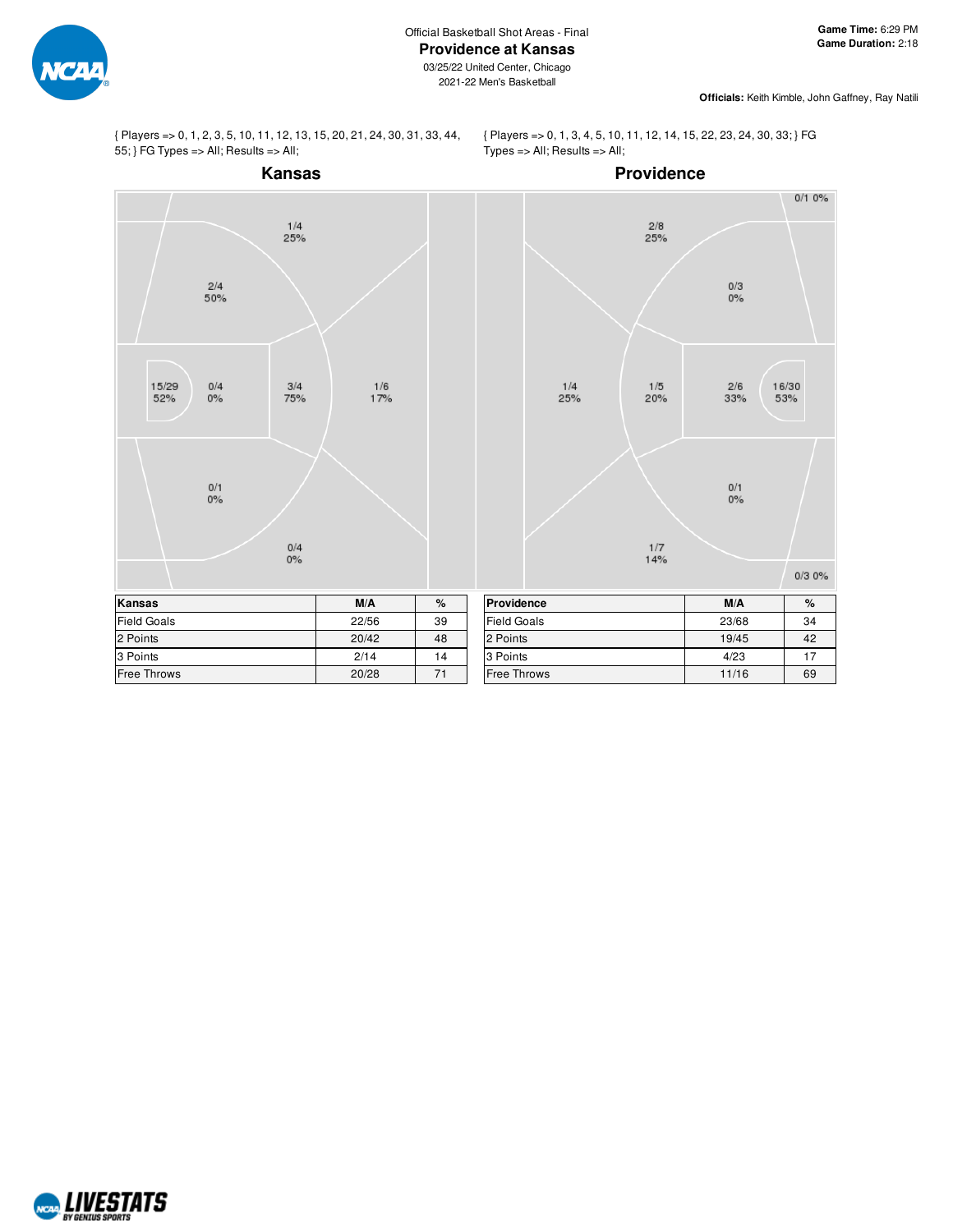Official Basketball Shot Areas - Final

# Providence at Kansas

03/25/22 United Center, Chicago

2021-22 Men's Basketball

**Game Time:** 6:29 PM
**Game Duration:** 2:18

**Officials:** Keith Kimble, John Gaffney, Ray Natili

{ Players => 0, 1, 2, 3, 5, 10, 11, 12, 13, 15, 20, 21, 24, 30, 31, 33, 44, 55; } FG Types => All; Results => All;

{ Players => 0, 1, 3, 4, 5, 10, 11, 12, 14, 15, 22, 23, 24, 30, 33; } FG Types => All; Results => All;

## Kansas

1/4
25%

2/4
50%

15/29
52%

0/4
0%

3/4
75%

1/6
17%

0/1
0%

0/4
0%

## Providence

0/1 0%

2/8
25%

0/3
0%

1/4
25%

1/5
20%

2/6
33%

16/30
53%

0/1
0%

1/7
14%

0/3 0%

| Kansas | M/A | % |
|---|---|---|
| Field Goals | 22/56 | 39 |
| 2 Points | 20/42 | 48 |
| 3 Points | 2/14 | 14 |
| Free Throws | 20/28 | 71 |

| Providence | M/A | % |
|---|---|---|
| Field Goals | 23/68 | 34 |
| 2 Points | 19/45 | 42 |
| 3 Points | 4/23 | 17 |
| Free Throws | 11/16 | 69 |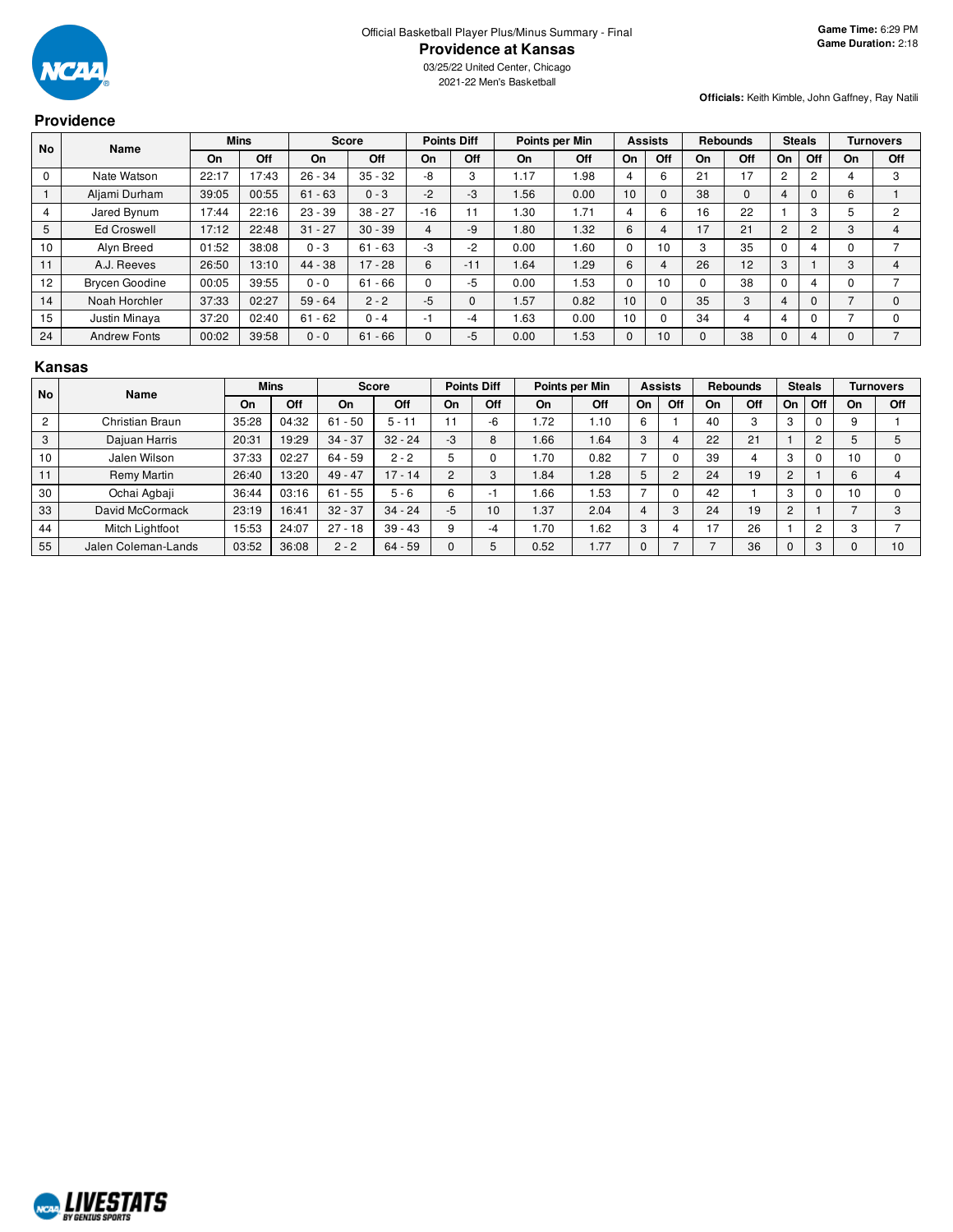Official Basketball Player Plus/Minus Summary - Final

# Providence at Kansas

03/25/22 United Center, Chicago

2021-22 Men's Basketball

**Game Time:** 6:29 PM
**Game Duration:** 2:18

**Officials:** Keith Kimble, John Gaffney, Ray Natili

## Providence

| No | Name | Mins | | Score | | Points Diff | | Points per Min | | Assists | | Rebounds | | Steals | | Turnovers | |
|---|---|---|---|---|---|---|---|---|---|---|---|---|---|---|---|---|---|
| | | On | Off | On | Off | On | Off | On | Off | On | Off | On | Off | On | Off | On | Off |
| 0 | Nate Watson | 22:17 | 17:43 | 26 - 34 | 35 - 32 | -8 | 3 | 1.17 | 1.98 | 4 | 6 | 21 | 17 | 2 | 2 | 4 | 3 |
| 1 | Aljami Durham | 39:05 | 00:55 | 61 - 63 | 0 - 3 | -2 | -3 | 1.56 | 0.00 | 10 | 0 | 38 | 0 | 4 | 0 | 6 | 1 |
| 4 | Jared Bynum | 17:44 | 22:16 | 23 - 39 | 38 - 27 | -16 | 11 | 1.30 | 1.71 | 4 | 6 | 16 | 22 | 1 | 3 | 5 | 2 |
| 5 | Ed Croswell | 17:12 | 22:48 | 31 - 27 | 30 - 39 | 4 | -9 | 1.80 | 1.32 | 6 | 4 | 17 | 21 | 2 | 2 | 3 | 4 |
| 10 | Alyn Breed | 01:52 | 38:08 | 0 - 3 | 61 - 63 | -3 | -2 | 0.00 | 1.60 | 0 | 10 | 3 | 35 | 0 | 4 | 0 | 7 |
| 11 | A.J. Reeves | 26:50 | 13:10 | 44 - 38 | 17 - 28 | 6 | -11 | 1.64 | 1.29 | 6 | 4 | 26 | 12 | 3 | 1 | 3 | 4 |
| 12 | Brycen Goodine | 00:05 | 39:55 | 0 - 0 | 61 - 66 | 0 | -5 | 0.00 | 1.53 | 0 | 10 | 0 | 38 | 0 | 4 | 0 | 7 |
| 14 | Noah Horchler | 37:33 | 02:27 | 59 - 64 | 2 - 2 | -5 | 0 | 1.57 | 0.82 | 10 | 0 | 35 | 3 | 4 | 0 | 7 | 0 |
| 15 | Justin Minaya | 37:20 | 02:40 | 61 - 62 | 0 - 4 | -1 | -4 | 1.63 | 0.00 | 10 | 0 | 34 | 4 | 4 | 0 | 7 | 0 |
| 24 | Andrew Fonts | 00:02 | 39:58 | 0 - 0 | 61 - 66 | 0 | -5 | 0.00 | 1.53 | 0 | 10 | 0 | 38 | 0 | 4 | 0 | 7 |

## Kansas

| No | Name | Mins | | Score | | Points Diff | | Points per Min | | Assists | | Rebounds | | Steals | | Turnovers | |
|---|---|---|---|---|---|---|---|---|---|---|---|---|---|---|---|---|---|
| | | On | Off | On | Off | On | Off | On | Off | On | Off | On | Off | On | Off | On | Off |
| 2 | Christian Braun | 35:28 | 04:32 | 61 - 50 | 5 - 11 | 11 | -6 | 1.72 | 1.10 | 6 | 1 | 40 | 3 | 3 | 0 | 9 | 1 |
| 3 | Dajuan Harris | 20:31 | 19:29 | 34 - 37 | 32 - 24 | -3 | 8 | 1.66 | 1.64 | 3 | 4 | 22 | 21 | 1 | 2 | 5 | 5 |
| 10 | Jalen Wilson | 37:33 | 02:27 | 64 - 59 | 2 - 2 | 5 | 0 | 1.70 | 0.82 | 7 | 0 | 39 | 4 | 3 | 0 | 10 | 0 |
| 11 | Remy Martin | 26:40 | 13:20 | 49 - 47 | 17 - 14 | 2 | 3 | 1.84 | 1.28 | 5 | 2 | 24 | 19 | 2 | 1 | 6 | 4 |
| 30 | Ochai Agbaji | 36:44 | 03:16 | 61 - 55 | 5 - 6 | 6 | -1 | 1.66 | 1.53 | 7 | 0 | 42 | 1 | 3 | 0 | 10 | 0 |
| 33 | David McCormack | 23:19 | 16:41 | 32 - 37 | 34 - 24 | -5 | 10 | 1.37 | 2.04 | 4 | 3 | 24 | 19 | 2 | 1 | 7 | 3 |
| 44 | Mitch Lightfoot | 15:53 | 24:07 | 27 - 18 | 39 - 43 | 9 | -4 | 1.70 | 1.62 | 3 | 4 | 17 | 26 | 1 | 2 | 3 | 7 |
| 55 | Jalen Coleman-Lands | 03:52 | 36:08 | 2 - 2 | 64 - 59 | 0 | 5 | 0.52 | 1.77 | 0 | 7 | 7 | 36 | 0 | 3 | 0 | 10 |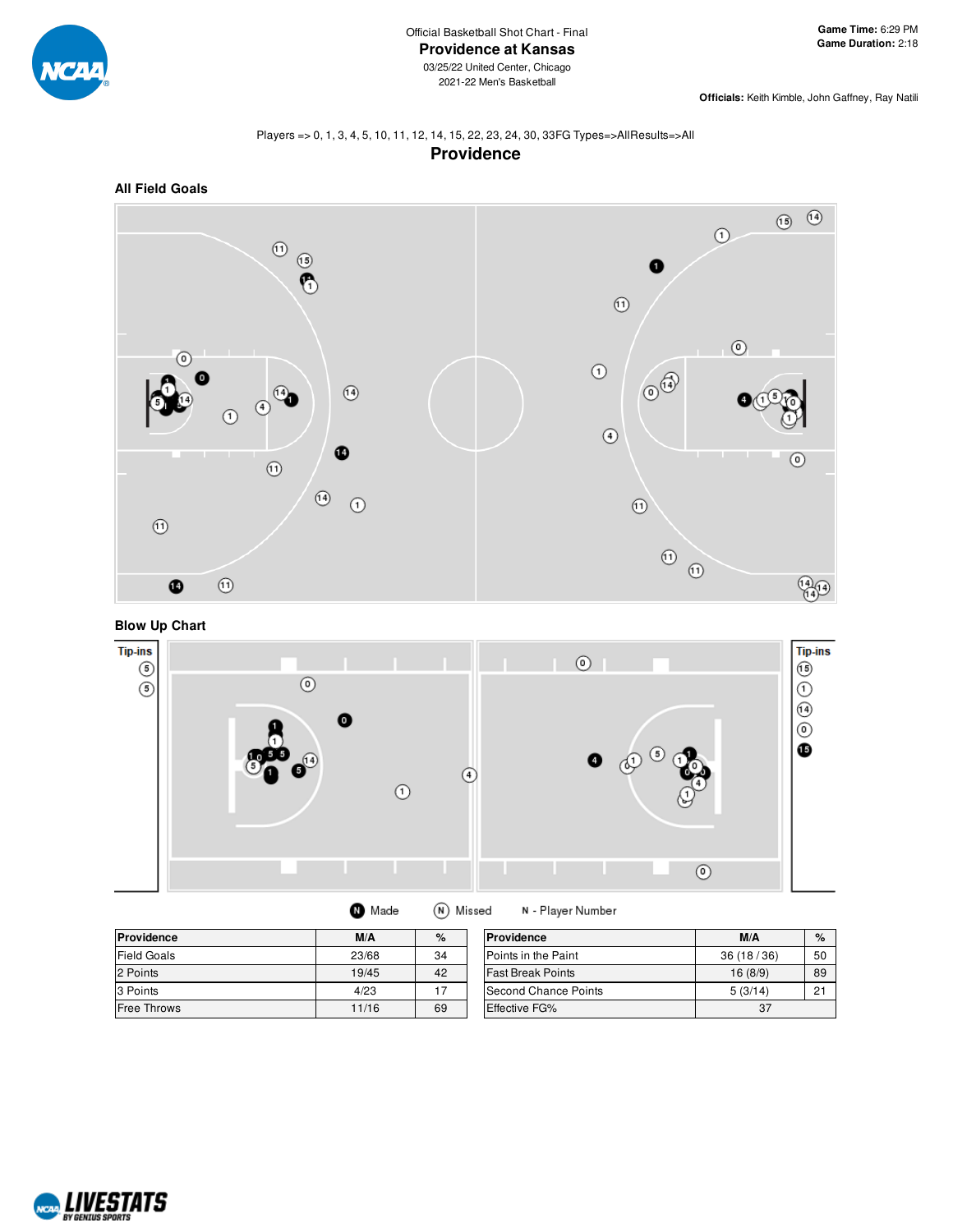Official Basketball Shot Chart - Final

# Providence at Kansas

03/25/22 United Center, Chicago

2021-22 Men's Basketball

**Game Time:** 6:29 PM
**Game Duration:** 2:18

**Officials:** Keith Kimble, John Gaffney, Ray Natili

Players => 0, 1, 3, 4, 5, 10, 11, 12, 14, 15, 22, 23, 24, 30, 33FG Types=>AllResults=>All

## Providence

### All Field Goals

### Blow Up Chart

Tip-ins

Tip-ins

Made   Missed   N - Player Number

| Providence | M/A | % |
|---|---|---|
| Field Goals | 23/68 | 34 |
| 2 Points | 19/45 | 42 |
| 3 Points | 4/23 | 17 |
| Free Throws | 11/16 | 69 |

| Providence | M/A | % |
|---|---|---|
| Points in the Paint | 36 (18 / 36) | 50 |
| Fast Break Points | 16 (8/9) | 89 |
| Second Chance Points | 5 (3/14) | 21 |
| Effective FG% | 37 | |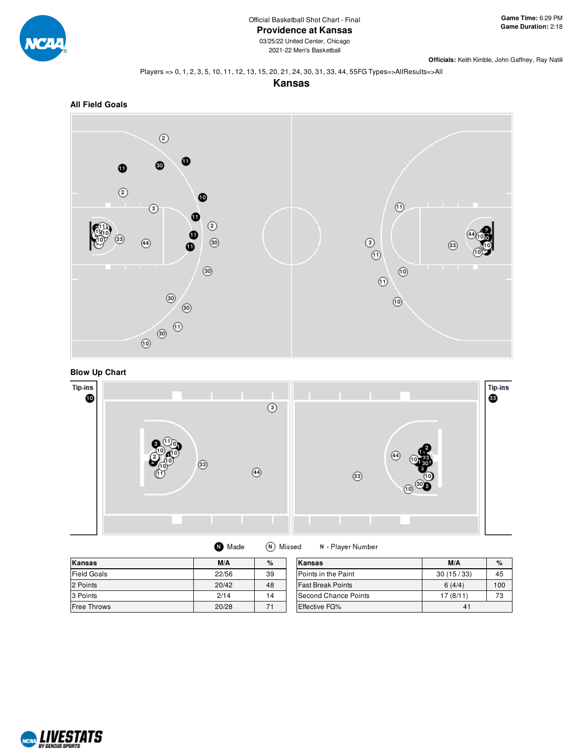Official Basketball Shot Chart - Final

# Providence at Kansas

03/25/22 United Center, Chicago
2021-22 Men's Basketball

**Game Time:** 6:29 PM
**Game Duration:** 2:18

**Officials:** Keith Kimble, John Gaffney, Ray Natili

Players => 0, 1, 2, 3, 5, 10, 11, 12, 13, 15, 20, 21, 24, 30, 31, 33, 44, 55FG Types=>AllResults=>All

## Kansas

### All Field Goals

### Blow Up Chart

Tip-ins

Tip-ins

Made   Missed   N - Player Number

| Kansas | M/A | % |
|---|---|---|
| Field Goals | 22/56 | 39 |
| 2 Points | 20/42 | 48 |
| 3 Points | 2/14 | 14 |
| Free Throws | 20/28 | 71 |

| Kansas | M/A | % |
|---|---|---|
| Points in the Paint | 30 (15 / 33) | 45 |
| Fast Break Points | 6 (4/4) | 100 |
| Second Chance Points | 17 (8/11) | 73 |
| Effective FG% | 41 | |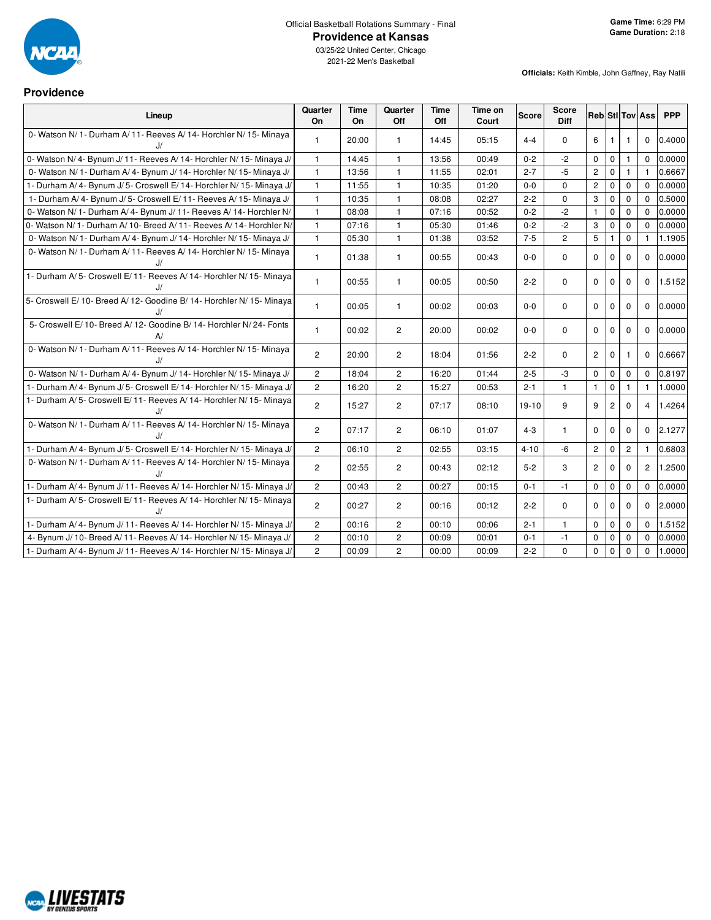Official Basketball Rotations Summary - Final

# Providence at Kansas

03/25/22 United Center, Chicago

2021-22 Men's Basketball

**Game Time:** 6:29 PM
**Game Duration:** 2:18

**Officials:** Keith Kimble, John Gaffney, Ray Natili

## Providence

| Lineup | Quarter On | Time On | Quarter Off | Time Off | Time on Court | Score | Score Diff | Reb | Stl | Tov | Ass | PPP |
|---|---|---|---|---|---|---|---|---|---|---|---|---|
| 0- Watson N/ 1- Durham A/ 11- Reeves A/ 14- Horchler N/ 15- Minaya J/ | 1 | 20:00 | 1 | 14:45 | 05:15 | 4-4 | 0 | 6 | 1 | 1 | 0 | 0.4000 |
| 0- Watson N/ 4- Bynum J/ 11- Reeves A/ 14- Horchler N/ 15- Minaya J/ | 1 | 14:45 | 1 | 13:56 | 00:49 | 0-2 | -2 | 0 | 0 | 1 | 0 | 0.0000 |
| 0- Watson N/ 1- Durham A/ 4- Bynum J/ 14- Horchler N/ 15- Minaya J/ | 1 | 13:56 | 1 | 11:55 | 02:01 | 2-7 | -5 | 2 | 0 | 1 | 1 | 0.6667 |
| 1- Durham A/ 4- Bynum J/ 5- Croswell E/ 14- Horchler N/ 15- Minaya J/ | 1 | 11:55 | 1 | 10:35 | 01:20 | 0-0 | 0 | 2 | 0 | 0 | 0 | 0.0000 |
| 1- Durham A/ 4- Bynum J/ 5- Croswell E/ 11- Reeves A/ 15- Minaya J/ | 1 | 10:35 | 1 | 08:08 | 02:27 | 2-2 | 0 | 3 | 0 | 0 | 0 | 0.5000 |
| 0- Watson N/ 1- Durham A/ 4- Bynum J/ 11- Reeves A/ 14- Horchler N/ | 1 | 08:08 | 1 | 07:16 | 00:52 | 0-2 | -2 | 1 | 0 | 0 | 0 | 0.0000 |
| 0- Watson N/ 1- Durham A/ 10- Breed A/ 11- Reeves A/ 14- Horchler N/ | 1 | 07:16 | 1 | 05:30 | 01:46 | 0-2 | -2 | 3 | 0 | 0 | 0 | 0.0000 |
| 0- Watson N/ 1- Durham A/ 4- Bynum J/ 14- Horchler N/ 15- Minaya J/ | 1 | 05:30 | 1 | 01:38 | 03:52 | 7-5 | 2 | 5 | 1 | 0 | 1 | 1.1905 |
| 0- Watson N/ 1- Durham A/ 11- Reeves A/ 14- Horchler N/ 15- Minaya J/ | 1 | 01:38 | 1 | 00:55 | 00:43 | 0-0 | 0 | 0 | 0 | 0 | 0 | 0.0000 |
| 1- Durham A/ 5- Croswell E/ 11- Reeves A/ 14- Horchler N/ 15- Minaya J/ | 1 | 00:55 | 1 | 00:05 | 00:50 | 2-2 | 0 | 0 | 0 | 0 | 0 | 1.5152 |
| 5- Croswell E/ 10- Breed A/ 12- Goodine B/ 14- Horchler N/ 15- Minaya J/ | 1 | 00:05 | 1 | 00:02 | 00:03 | 0-0 | 0 | 0 | 0 | 0 | 0 | 0.0000 |
| 5- Croswell E/ 10- Breed A/ 12- Goodine B/ 14- Horchler N/ 24- Fonts A/ | 1 | 00:02 | 2 | 20:00 | 00:02 | 0-0 | 0 | 0 | 0 | 0 | 0 | 0.0000 |
| 0- Watson N/ 1- Durham A/ 11- Reeves A/ 14- Horchler N/ 15- Minaya J/ | 2 | 20:00 | 2 | 18:04 | 01:56 | 2-2 | 0 | 2 | 0 | 1 | 0 | 0.6667 |
| 0- Watson N/ 1- Durham A/ 4- Bynum J/ 14- Horchler N/ 15- Minaya J/ | 2 | 18:04 | 2 | 16:20 | 01:44 | 2-5 | -3 | 0 | 0 | 0 | 0 | 0.8197 |
| 1- Durham A/ 4- Bynum J/ 5- Croswell E/ 14- Horchler N/ 15- Minaya J/ | 2 | 16:20 | 2 | 15:27 | 00:53 | 2-1 | 1 | 1 | 0 | 1 | 1 | 1.0000 |
| 1- Durham A/ 5- Croswell E/ 11- Reeves A/ 14- Horchler N/ 15- Minaya J/ | 2 | 15:27 | 2 | 07:17 | 08:10 | 19-10 | 9 | 9 | 2 | 0 | 4 | 1.4264 |
| 0- Watson N/ 1- Durham A/ 11- Reeves A/ 14- Horchler N/ 15- Minaya J/ | 2 | 07:17 | 2 | 06:10 | 01:07 | 4-3 | 1 | 0 | 0 | 0 | 0 | 2.1277 |
| 1- Durham A/ 4- Bynum J/ 5- Croswell E/ 14- Horchler N/ 15- Minaya J/ | 2 | 06:10 | 2 | 02:55 | 03:15 | 4-10 | -6 | 2 | 0 | 2 | 1 | 0.6803 |
| 0- Watson N/ 1- Durham A/ 11- Reeves A/ 14- Horchler N/ 15- Minaya J/ | 2 | 02:55 | 2 | 00:43 | 02:12 | 5-2 | 3 | 2 | 0 | 0 | 2 | 1.2500 |
| 1- Durham A/ 4- Bynum J/ 11- Reeves A/ 14- Horchler N/ 15- Minaya J/ | 2 | 00:43 | 2 | 00:27 | 00:15 | 0-1 | -1 | 0 | 0 | 0 | 0 | 0.0000 |
| 1- Durham A/ 5- Croswell E/ 11- Reeves A/ 14- Horchler N/ 15- Minaya J/ | 2 | 00:27 | 2 | 00:16 | 00:12 | 2-2 | 0 | 0 | 0 | 0 | 0 | 2.0000 |
| 1- Durham A/ 4- Bynum J/ 11- Reeves A/ 14- Horchler N/ 15- Minaya J/ | 2 | 00:16 | 2 | 00:10 | 00:06 | 2-1 | 1 | 0 | 0 | 0 | 0 | 1.5152 |
| 4- Bynum J/ 10- Breed A/ 11- Reeves A/ 14- Horchler N/ 15- Minaya J/ | 2 | 00:10 | 2 | 00:09 | 00:01 | 0-1 | -1 | 0 | 0 | 0 | 0 | 0.0000 |
| 1- Durham A/ 4- Bynum J/ 11- Reeves A/ 14- Horchler N/ 15- Minaya J/ | 2 | 00:09 | 2 | 00:00 | 00:09 | 2-2 | 0 | 0 | 0 | 0 | 0 | 1.0000 |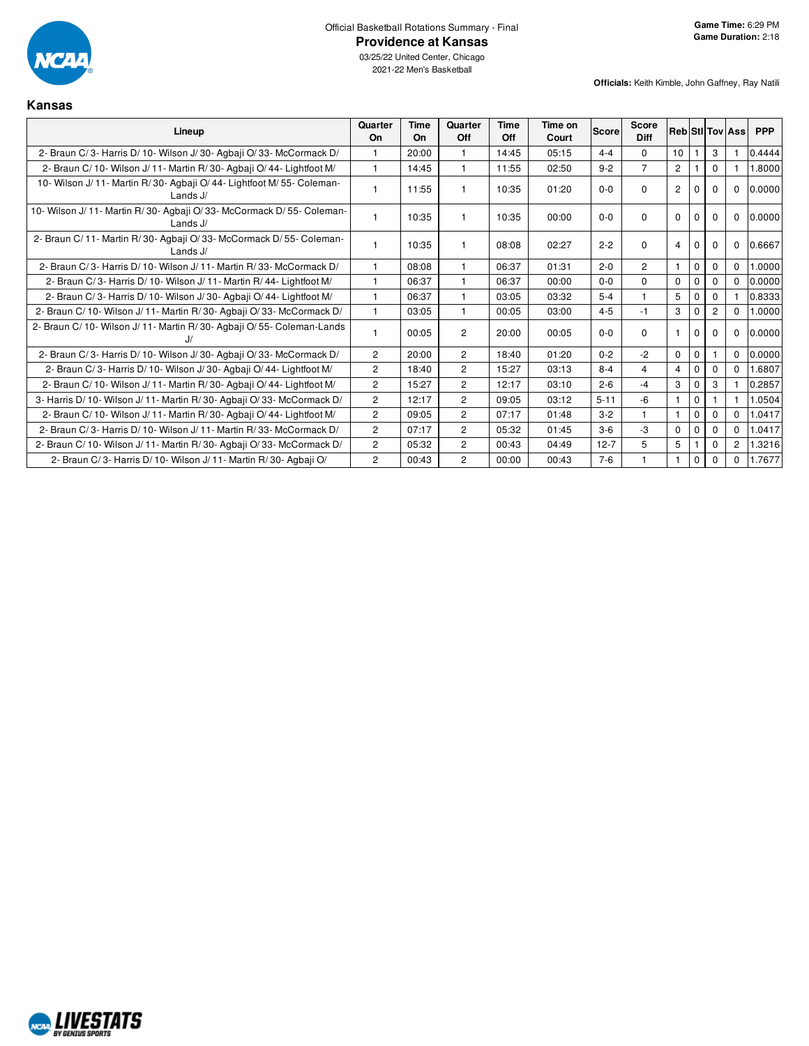Official Basketball Rotations Summary - Final

# Providence at Kansas

03/25/22 United Center, Chicago

2021-22 Men's Basketball

**Game Time:** 6:29 PM
**Game Duration:** 2:18

**Officials:** Keith Kimble, John Gaffney, Ray Natili

## Kansas

| Lineup | Quarter On | Time On | Quarter Off | Time Off | Time on Court | Score | Score Diff | Reb | Stl | Tov | Ass | PPP |
|---|---|---|---|---|---|---|---|---|---|---|---|---|
| 2- Braun C/ 3- Harris D/ 10- Wilson J/ 30- Agbaji O/ 33- McCormack D/ | 1 | 20:00 | 1 | 14:45 | 05:15 | 4-4 | 0 | 10 | 1 | 3 | 1 | 0.4444 |
| 2- Braun C/ 10- Wilson J/ 11- Martin R/ 30- Agbaji O/ 44- Lightfoot M/ | 1 | 14:45 | 1 | 11:55 | 02:50 | 9-2 | 7 | 2 | 1 | 0 | 1 | 1.8000 |
| 10- Wilson J/ 11- Martin R/ 30- Agbaji O/ 44- Lightfoot M/ 55- Coleman-Lands J/ | 1 | 11:55 | 1 | 10:35 | 01:20 | 0-0 | 0 | 2 | 0 | 0 | 0 | 0.0000 |
| 10- Wilson J/ 11- Martin R/ 30- Agbaji O/ 33- McCormack D/ 55- Coleman-Lands J/ | 1 | 10:35 | 1 | 10:35 | 00:00 | 0-0 | 0 | 0 | 0 | 0 | 0 | 0.0000 |
| 2- Braun C/ 11- Martin R/ 30- Agbaji O/ 33- McCormack D/ 55- Coleman-Lands J/ | 1 | 10:35 | 1 | 08:08 | 02:27 | 2-2 | 0 | 4 | 0 | 0 | 0 | 0.6667 |
| 2- Braun C/ 3- Harris D/ 10- Wilson J/ 11- Martin R/ 33- McCormack D/ | 1 | 08:08 | 1 | 06:37 | 01:31 | 2-0 | 2 | 1 | 0 | 0 | 0 | 1.0000 |
| 2- Braun C/ 3- Harris D/ 10- Wilson J/ 11- Martin R/ 44- Lightfoot M/ | 1 | 06:37 | 1 | 06:37 | 00:00 | 0-0 | 0 | 0 | 0 | 0 | 0 | 0.0000 |
| 2- Braun C/ 3- Harris D/ 10- Wilson J/ 30- Agbaji O/ 44- Lightfoot M/ | 1 | 06:37 | 1 | 03:05 | 03:32 | 5-4 | 1 | 5 | 0 | 0 | 1 | 0.8333 |
| 2- Braun C/ 10- Wilson J/ 11- Martin R/ 30- Agbaji O/ 33- McCormack D/ | 1 | 03:05 | 1 | 00:05 | 03:00 | 4-5 | -1 | 3 | 0 | 2 | 0 | 1.0000 |
| 2- Braun C/ 10- Wilson J/ 11- Martin R/ 30- Agbaji O/ 55- Coleman-Lands J/ | 1 | 00:05 | 2 | 20:00 | 00:05 | 0-0 | 0 | 1 | 0 | 0 | 0 | 0.0000 |
| 2- Braun C/ 3- Harris D/ 10- Wilson J/ 30- Agbaji O/ 33- McCormack D/ | 2 | 20:00 | 2 | 18:40 | 01:20 | 0-2 | -2 | 0 | 0 | 1 | 0 | 0.0000 |
| 2- Braun C/ 3- Harris D/ 10- Wilson J/ 30- Agbaji O/ 44- Lightfoot M/ | 2 | 18:40 | 2 | 15:27 | 03:13 | 8-4 | 4 | 4 | 0 | 0 | 0 | 1.6807 |
| 2- Braun C/ 10- Wilson J/ 11- Martin R/ 30- Agbaji O/ 44- Lightfoot M/ | 2 | 15:27 | 2 | 12:17 | 03:10 | 2-6 | -4 | 3 | 0 | 3 | 1 | 0.2857 |
| 3- Harris D/ 10- Wilson J/ 11- Martin R/ 30- Agbaji O/ 33- McCormack D/ | 2 | 12:17 | 2 | 09:05 | 03:12 | 5-11 | -6 | 1 | 0 | 1 | 1 | 1.0504 |
| 2- Braun C/ 10- Wilson J/ 11- Martin R/ 30- Agbaji O/ 44- Lightfoot M/ | 2 | 09:05 | 2 | 07:17 | 01:48 | 3-2 | 1 | 1 | 0 | 0 | 0 | 1.0417 |
| 2- Braun C/ 3- Harris D/ 10- Wilson J/ 11- Martin R/ 33- McCormack D/ | 2 | 07:17 | 2 | 05:32 | 01:45 | 3-6 | -3 | 0 | 0 | 0 | 0 | 1.0417 |
| 2- Braun C/ 10- Wilson J/ 11- Martin R/ 30- Agbaji O/ 33- McCormack D/ | 2 | 05:32 | 2 | 00:43 | 04:49 | 12-7 | 5 | 5 | 1 | 0 | 2 | 1.3216 |
| 2- Braun C/ 3- Harris D/ 10- Wilson J/ 11- Martin R/ 30- Agbaji O/ | 2 | 00:43 | 2 | 00:00 | 00:43 | 7-6 | 1 | 1 | 0 | 0 | 0 | 1.7677 |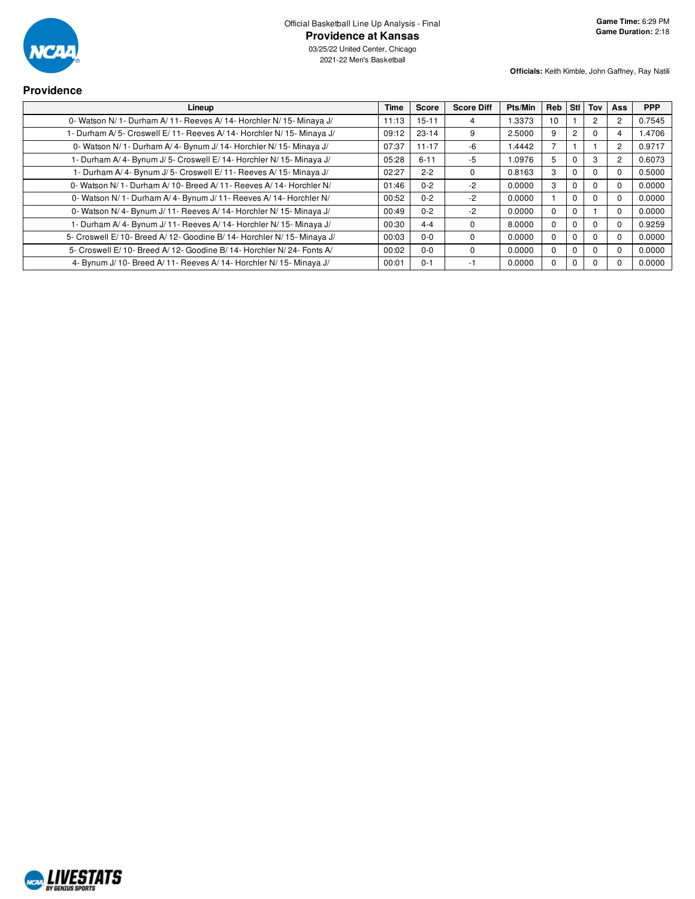Official Basketball Line Up Analysis - Final

# Providence at Kansas

03/25/22 United Center, Chicago

2021-22 Men's Basketball

**Game Time:** 6:29 PM
**Game Duration:** 2:18

**Officials:** Keith Kimble, John Gaffney, Ray Natili

## Providence

| Lineup | Time | Score | Score Diff | Pts/Min | Reb | Stl | Tov | Ass | PPP |
|---|---|---|---|---|---|---|---|---|---|
| 0- Watson N/ 1- Durham A/ 11- Reeves A/ 14- Horchler N/ 15- Minaya J/ | 11:13 | 15-11 | 4 | 1.3373 | 10 | 1 | 2 | 2 | 0.7545 |
| 1- Durham A/ 5- Croswell E/ 11- Reeves A/ 14- Horchler N/ 15- Minaya J/ | 09:12 | 23-14 | 9 | 2.5000 | 9 | 2 | 0 | 4 | 1.4706 |
| 0- Watson N/ 1- Durham A/ 4- Bynum J/ 14- Horchler N/ 15- Minaya J/ | 07:37 | 11-17 | -6 | 1.4442 | 7 | 1 | 1 | 2 | 0.9717 |
| 1- Durham A/ 4- Bynum J/ 5- Croswell E/ 14- Horchler N/ 15- Minaya J/ | 05:28 | 6-11 | -5 | 1.0976 | 5 | 0 | 3 | 2 | 0.6073 |
| 1- Durham A/ 4- Bynum J/ 5- Croswell E/ 11- Reeves A/ 15- Minaya J/ | 02:27 | 2-2 | 0 | 0.8163 | 3 | 0 | 0 | 0 | 0.5000 |
| 0- Watson N/ 1- Durham A/ 10- Breed A/ 11- Reeves A/ 14- Horchler N/ | 01:46 | 0-2 | -2 | 0.0000 | 3 | 0 | 0 | 0 | 0.0000 |
| 0- Watson N/ 1- Durham A/ 4- Bynum J/ 11- Reeves A/ 14- Horchler N/ | 00:52 | 0-2 | -2 | 0.0000 | 1 | 0 | 0 | 0 | 0.0000 |
| 0- Watson N/ 4- Bynum J/ 11- Reeves A/ 14- Horchler N/ 15- Minaya J/ | 00:49 | 0-2 | -2 | 0.0000 | 0 | 0 | 1 | 0 | 0.0000 |
| 1- Durham A/ 4- Bynum J/ 11- Reeves A/ 14- Horchler N/ 15- Minaya J/ | 00:30 | 4-4 | 0 | 8.0000 | 0 | 0 | 0 | 0 | 0.9259 |
| 5- Croswell E/ 10- Breed A/ 12- Goodine B/ 14- Horchler N/ 15- Minaya J/ | 00:03 | 0-0 | 0 | 0.0000 | 0 | 0 | 0 | 0 | 0.0000 |
| 5- Croswell E/ 10- Breed A/ 12- Goodine B/ 14- Horchler N/ 24- Fonts A/ | 00:02 | 0-0 | 0 | 0.0000 | 0 | 0 | 0 | 0 | 0.0000 |
| 4- Bynum J/ 10- Breed A/ 11- Reeves A/ 14- Horchler N/ 15- Minaya J/ | 00:01 | 0-1 | -1 | 0.0000 | 0 | 0 | 0 | 0 | 0.0000 |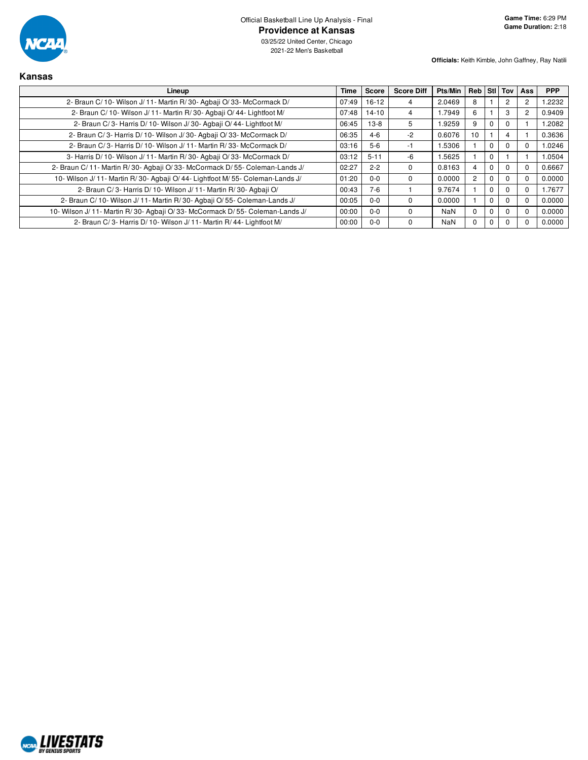Official Basketball Line Up Analysis - Final

**Providence at Kansas**

03/25/22 United Center, Chicago

2021-22 Men's Basketball

**Game Time:** 6:29 PM
**Game Duration:** 2:18

**Officials:** Keith Kimble, John Gaffney, Ray Natili

## Kansas

| Lineup | Time | Score | Score Diff | Pts/Min | Reb | Stl | Tov | Ass | PPP |
|---|---|---|---|---|---|---|---|---|---|
| 2- Braun C/ 10- Wilson J/ 11- Martin R/ 30- Agbaji O/ 33- McCormack D/ | 07:49 | 16-12 | 4 | 2.0469 | 8 | 1 | 2 | 2 | 1.2232 |
| 2- Braun C/ 10- Wilson J/ 11- Martin R/ 30- Agbaji O/ 44- Lightfoot M/ | 07:48 | 14-10 | 4 | 1.7949 | 6 | 1 | 3 | 2 | 0.9409 |
| 2- Braun C/ 3- Harris D/ 10- Wilson J/ 30- Agbaji O/ 44- Lightfoot M/ | 06:45 | 13-8 | 5 | 1.9259 | 9 | 0 | 0 | 1 | 1.2082 |
| 2- Braun C/ 3- Harris D/ 10- Wilson J/ 30- Agbaji O/ 33- McCormack D/ | 06:35 | 4-6 | -2 | 0.6076 | 10 | 1 | 4 | 1 | 0.3636 |
| 2- Braun C/ 3- Harris D/ 10- Wilson J/ 11- Martin R/ 33- McCormack D/ | 03:16 | 5-6 | -1 | 1.5306 | 1 | 0 | 0 | 0 | 1.0246 |
| 3- Harris D/ 10- Wilson J/ 11- Martin R/ 30- Agbaji O/ 33- McCormack D/ | 03:12 | 5-11 | -6 | 1.5625 | 1 | 0 | 1 | 1 | 1.0504 |
| 2- Braun C/ 11- Martin R/ 30- Agbaji O/ 33- McCormack D/ 55- Coleman-Lands J/ | 02:27 | 2-2 | 0 | 0.8163 | 4 | 0 | 0 | 0 | 0.6667 |
| 10- Wilson J/ 11- Martin R/ 30- Agbaji O/ 44- Lightfoot M/ 55- Coleman-Lands J/ | 01:20 | 0-0 | 0 | 0.0000 | 2 | 0 | 0 | 0 | 0.0000 |
| 2- Braun C/ 3- Harris D/ 10- Wilson J/ 11- Martin R/ 30- Agbaji O/ | 00:43 | 7-6 | 1 | 9.7674 | 1 | 0 | 0 | 0 | 1.7677 |
| 2- Braun C/ 10- Wilson J/ 11- Martin R/ 30- Agbaji O/ 55- Coleman-Lands J/ | 00:05 | 0-0 | 0 | 0.0000 | 1 | 0 | 0 | 0 | 0.0000 |
| 10- Wilson J/ 11- Martin R/ 30- Agbaji O/ 33- McCormack D/ 55- Coleman-Lands J/ | 00:00 | 0-0 | 0 | NaN | 0 | 0 | 0 | 0 | 0.0000 |
| 2- Braun C/ 3- Harris D/ 10- Wilson J/ 11- Martin R/ 44- Lightfoot M/ | 00:00 | 0-0 | 0 | NaN | 0 | 0 | 0 | 0 | 0.0000 |